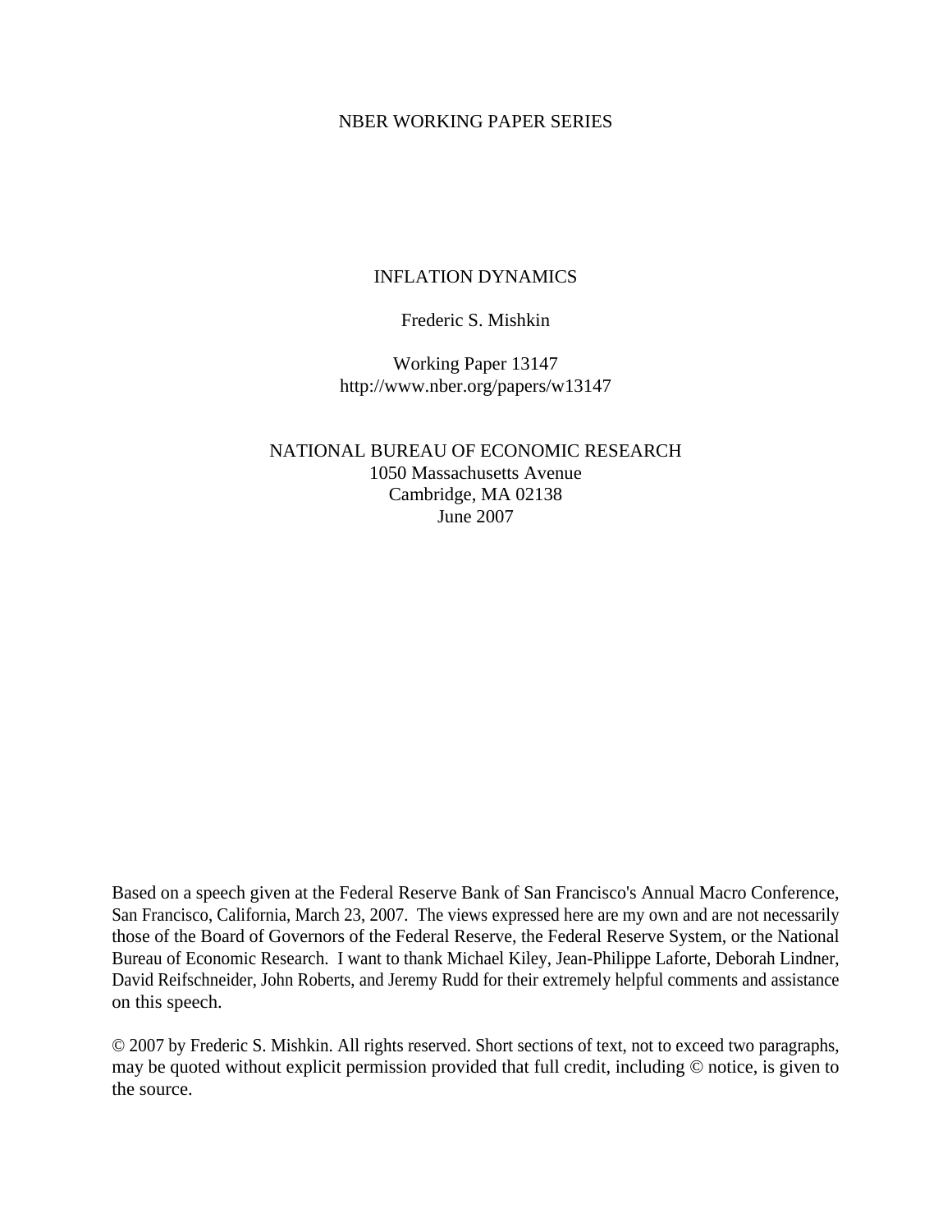NBER WORKING PAPER SERIES

# INFLATION DYNAMICS

Frederic S. Mishkin

Working Paper 13147
http://www.nber.org/papers/w13147

NATIONAL BUREAU OF ECONOMIC RESEARCH
1050 Massachusetts Avenue
Cambridge, MA 02138
June 2007

Based on a speech given at the Federal Reserve Bank of San Francisco's Annual Macro Conference, San Francisco, California, March 23, 2007. The views expressed here are my own and are not necessarily those of the Board of Governors of the Federal Reserve, the Federal Reserve System, or the National Bureau of Economic Research. I want to thank Michael Kiley, Jean-Philippe Laforte, Deborah Lindner, David Reifschneider, John Roberts, and Jeremy Rudd for their extremely helpful comments and assistance on this speech.

© 2007 by Frederic S. Mishkin. All rights reserved. Short sections of text, not to exceed two paragraphs, may be quoted without explicit permission provided that full credit, including © notice, is given to the source.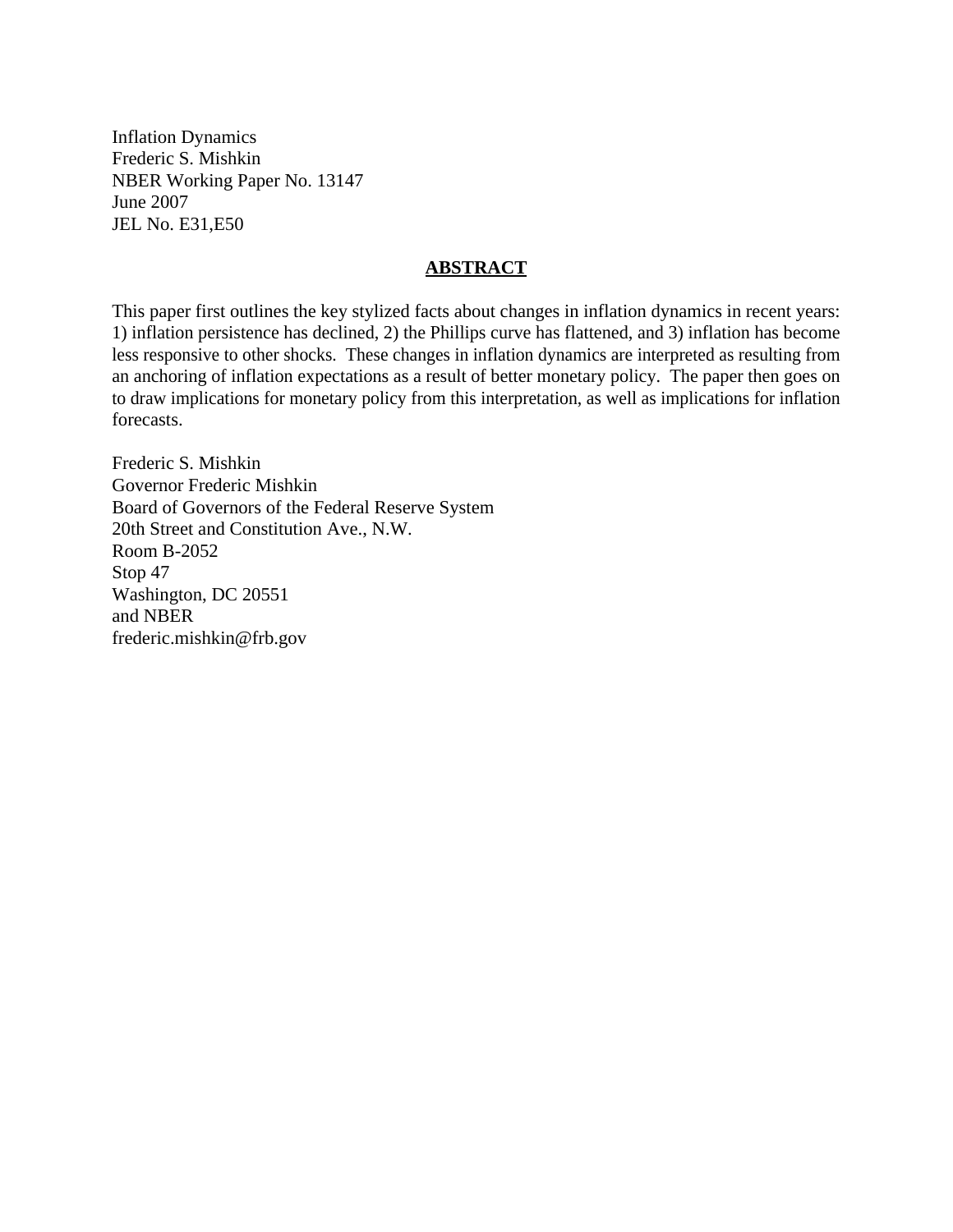Inflation Dynamics
Frederic S. Mishkin
NBER Working Paper No. 13147
June 2007
JEL No. E31,E50

## ABSTRACT

This paper first outlines the key stylized facts about changes in inflation dynamics in recent years: 1) inflation persistence has declined, 2) the Phillips curve has flattened, and 3) inflation has become less responsive to other shocks. These changes in inflation dynamics are interpreted as resulting from an anchoring of inflation expectations as a result of better monetary policy. The paper then goes on to draw implications for monetary policy from this interpretation, as well as implications for inflation forecasts.

Frederic S. Mishkin
Governor Frederic Mishkin
Board of Governors of the Federal Reserve System
20th Street and Constitution Ave., N.W.
Room B-2052
Stop 47
Washington, DC 20551
and NBER
frederic.mishkin@frb.gov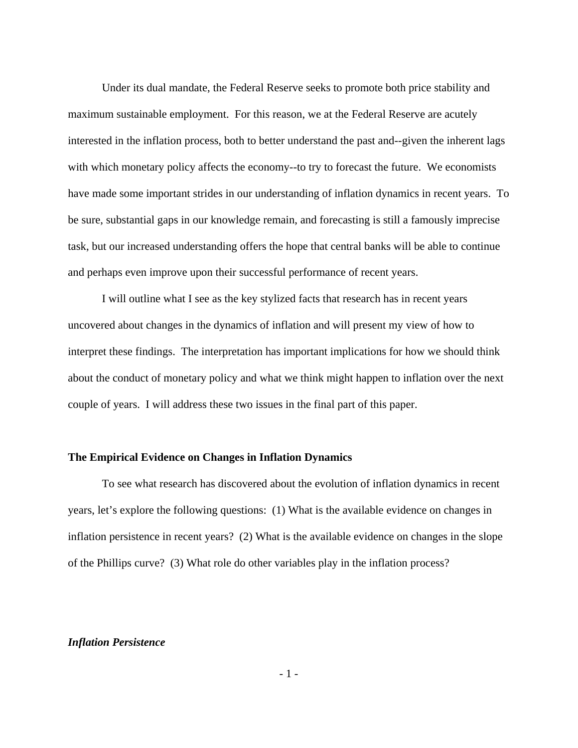Under its dual mandate, the Federal Reserve seeks to promote both price stability and maximum sustainable employment. For this reason, we at the Federal Reserve are acutely interested in the inflation process, both to better understand the past and--given the inherent lags with which monetary policy affects the economy--to try to forecast the future. We economists have made some important strides in our understanding of inflation dynamics in recent years. To be sure, substantial gaps in our knowledge remain, and forecasting is still a famously imprecise task, but our increased understanding offers the hope that central banks will be able to continue and perhaps even improve upon their successful performance of recent years.

I will outline what I see as the key stylized facts that research has in recent years uncovered about changes in the dynamics of inflation and will present my view of how to interpret these findings. The interpretation has important implications for how we should think about the conduct of monetary policy and what we think might happen to inflation over the next couple of years. I will address these two issues in the final part of this paper.

## The Empirical Evidence on Changes in Inflation Dynamics

To see what research has discovered about the evolution of inflation dynamics in recent years, let's explore the following questions: (1) What is the available evidence on changes in inflation persistence in recent years? (2) What is the available evidence on changes in the slope of the Phillips curve? (3) What role do other variables play in the inflation process?

### *Inflation Persistence*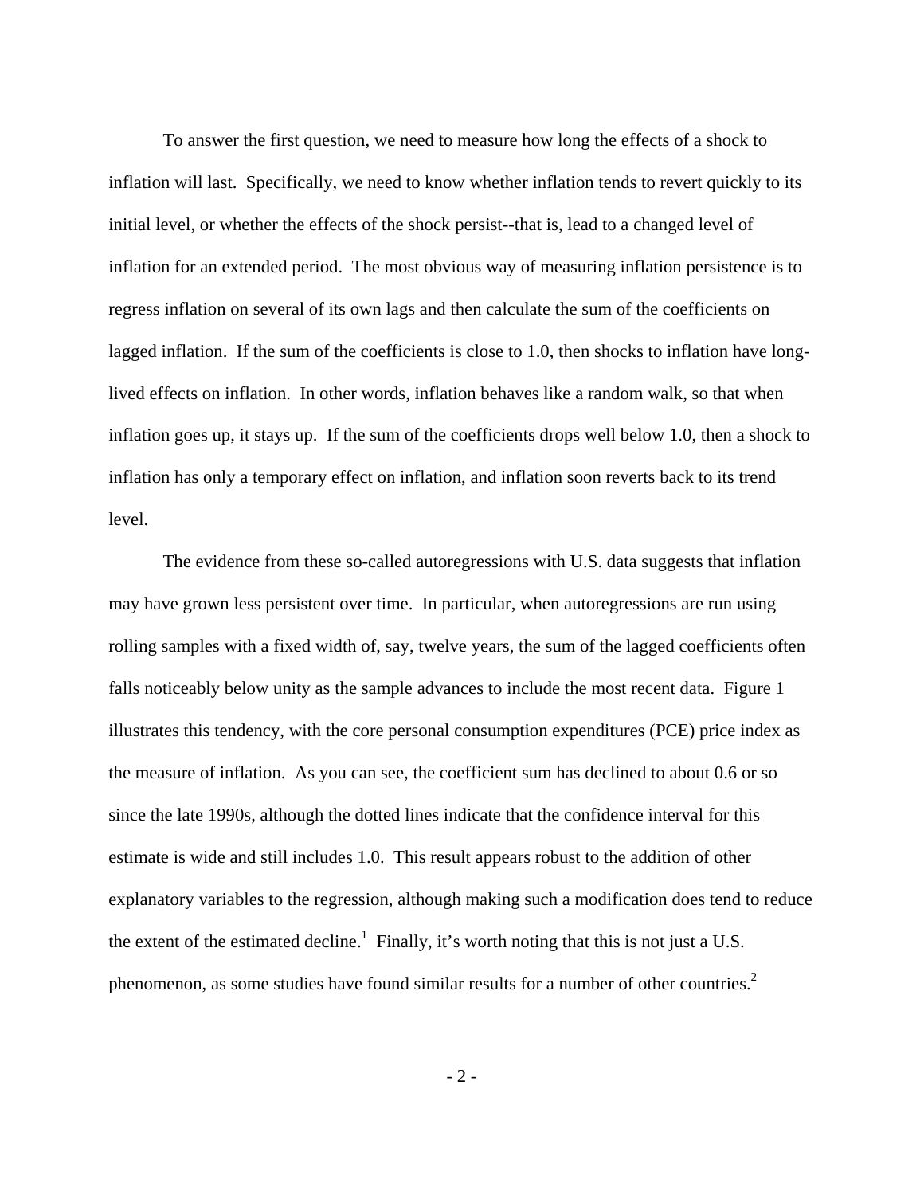To answer the first question, we need to measure how long the effects of a shock to inflation will last. Specifically, we need to know whether inflation tends to revert quickly to its initial level, or whether the effects of the shock persist--that is, lead to a changed level of inflation for an extended period. The most obvious way of measuring inflation persistence is to regress inflation on several of its own lags and then calculate the sum of the coefficients on lagged inflation. If the sum of the coefficients is close to 1.0, then shocks to inflation have long-lived effects on inflation. In other words, inflation behaves like a random walk, so that when inflation goes up, it stays up. If the sum of the coefficients drops well below 1.0, then a shock to inflation has only a temporary effect on inflation, and inflation soon reverts back to its trend level.

The evidence from these so-called autoregressions with U.S. data suggests that inflation may have grown less persistent over time. In particular, when autoregressions are run using rolling samples with a fixed width of, say, twelve years, the sum of the lagged coefficients often falls noticeably below unity as the sample advances to include the most recent data. Figure 1 illustrates this tendency, with the core personal consumption expenditures (PCE) price index as the measure of inflation. As you can see, the coefficient sum has declined to about 0.6 or so since the late 1990s, although the dotted lines indicate that the confidence interval for this estimate is wide and still includes 1.0. This result appears robust to the addition of other explanatory variables to the regression, although making such a modification does tend to reduce the extent of the estimated decline.[1] Finally, it's worth noting that this is not just a U.S. phenomenon, as some studies have found similar results for a number of other countries.[2]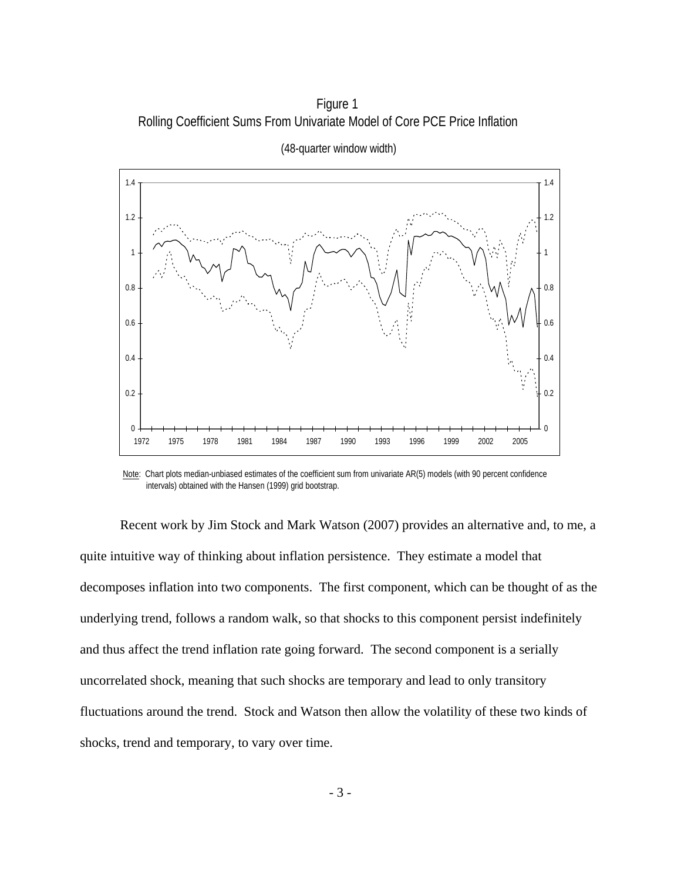Figure 1
Rolling Coefficient Sums From Univariate Model of Core PCE Price Inflation

(48-quarter window width)

Note: Chart plots median-unbiased estimates of the coefficient sum from univariate AR(5) models (with 90 percent confidence intervals) obtained with the Hansen (1999) grid bootstrap.

Recent work by Jim Stock and Mark Watson (2007) provides an alternative and, to me, a quite intuitive way of thinking about inflation persistence. They estimate a model that decomposes inflation into two components. The first component, which can be thought of as the underlying trend, follows a random walk, so that shocks to this component persist indefinitely and thus affect the trend inflation rate going forward. The second component is a serially uncorrelated shock, meaning that such shocks are temporary and lead to only transitory fluctuations around the trend. Stock and Watson then allow the volatility of these two kinds of shocks, trend and temporary, to vary over time.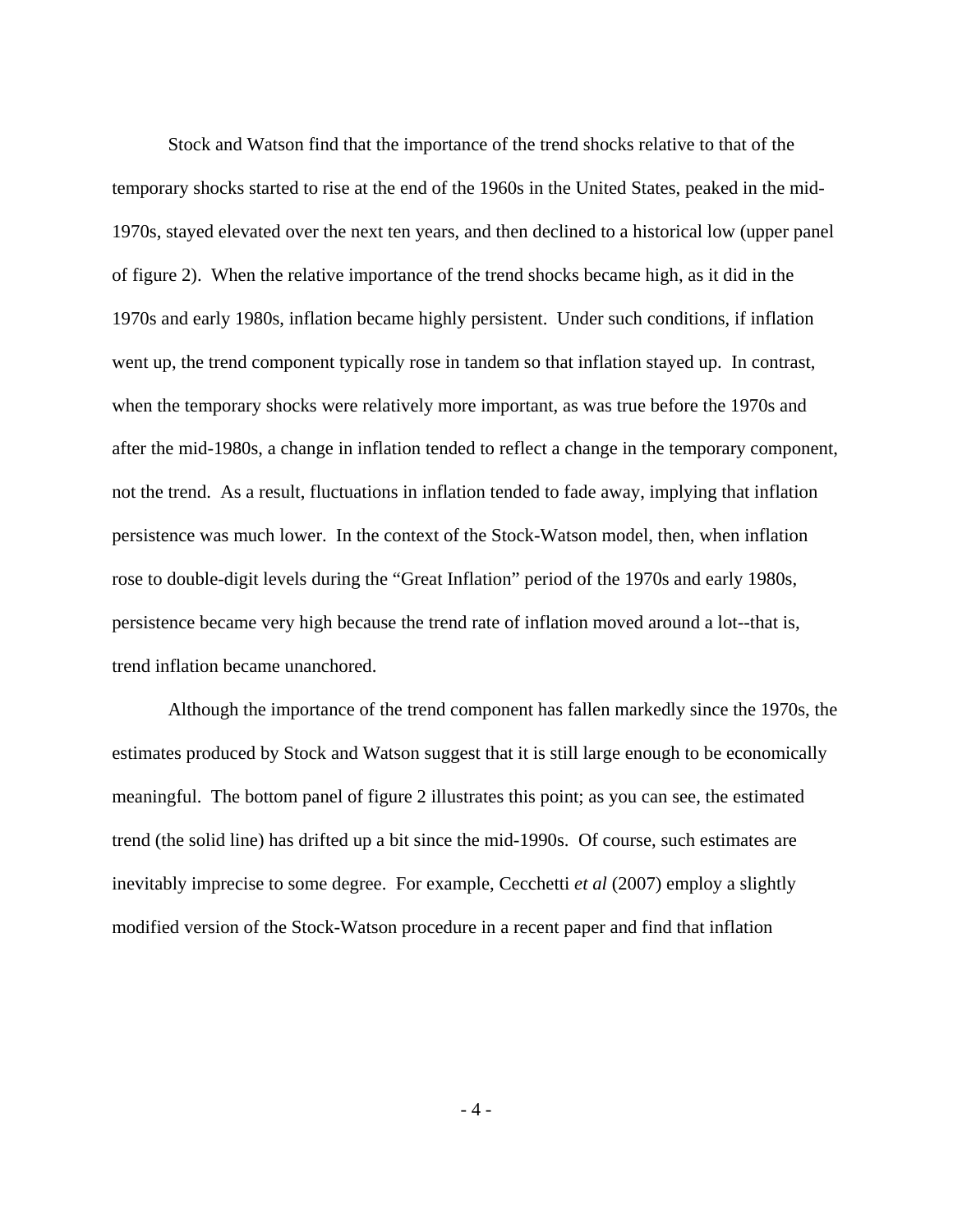Stock and Watson find that the importance of the trend shocks relative to that of the temporary shocks started to rise at the end of the 1960s in the United States, peaked in the mid-1970s, stayed elevated over the next ten years, and then declined to a historical low (upper panel of figure 2). When the relative importance of the trend shocks became high, as it did in the 1970s and early 1980s, inflation became highly persistent. Under such conditions, if inflation went up, the trend component typically rose in tandem so that inflation stayed up. In contrast, when the temporary shocks were relatively more important, as was true before the 1970s and after the mid-1980s, a change in inflation tended to reflect a change in the temporary component, not the trend. As a result, fluctuations in inflation tended to fade away, implying that inflation persistence was much lower. In the context of the Stock-Watson model, then, when inflation rose to double-digit levels during the "Great Inflation" period of the 1970s and early 1980s, persistence became very high because the trend rate of inflation moved around a lot--that is, trend inflation became unanchored.

Although the importance of the trend component has fallen markedly since the 1970s, the estimates produced by Stock and Watson suggest that it is still large enough to be economically meaningful. The bottom panel of figure 2 illustrates this point; as you can see, the estimated trend (the solid line) has drifted up a bit since the mid-1990s. Of course, such estimates are inevitably imprecise to some degree. For example, Cecchetti *et al* (2007) employ a slightly modified version of the Stock-Watson procedure in a recent paper and find that inflation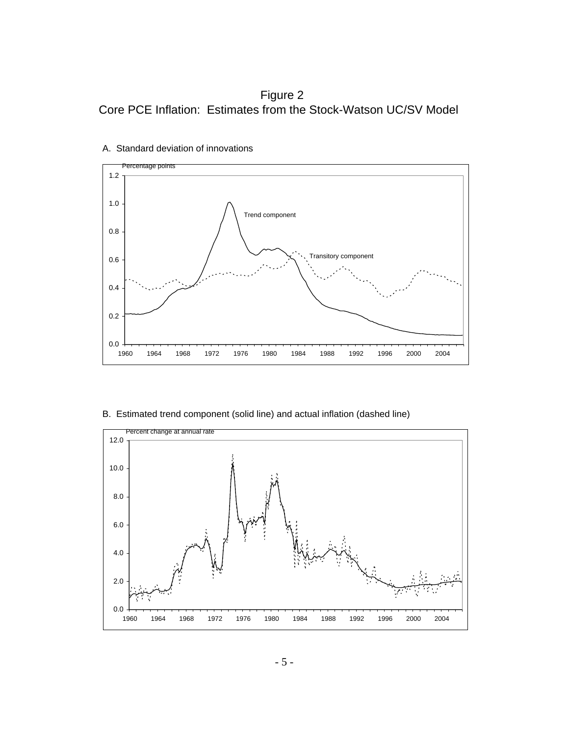# Figure 2
## Core PCE Inflation: Estimates from the Stock-Watson UC/SV Model

A. Standard deviation of innovations

B. Estimated trend component (solid line) and actual inflation (dashed line)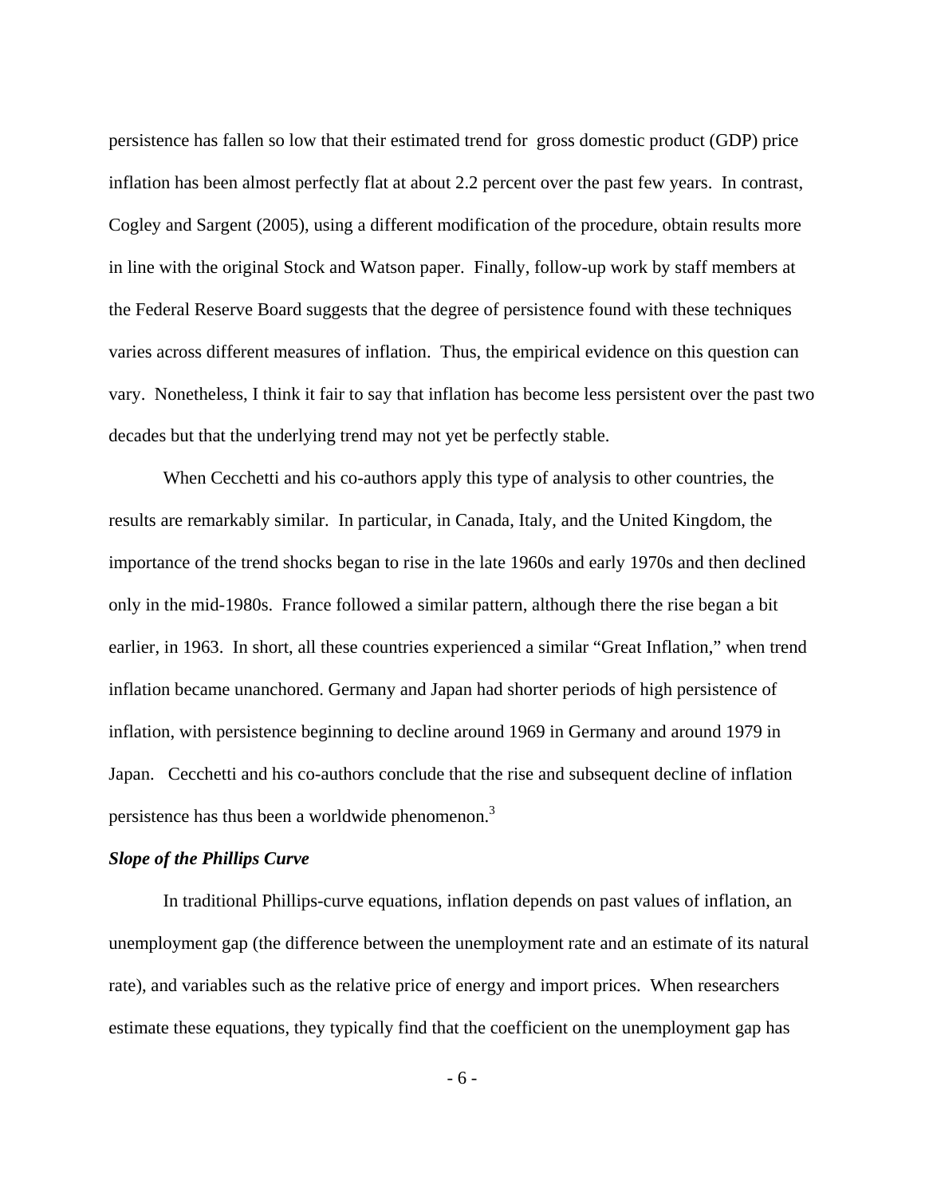persistence has fallen so low that their estimated trend for gross domestic product (GDP) price inflation has been almost perfectly flat at about 2.2 percent over the past few years. In contrast, Cogley and Sargent (2005), using a different modification of the procedure, obtain results more in line with the original Stock and Watson paper. Finally, follow-up work by staff members at the Federal Reserve Board suggests that the degree of persistence found with these techniques varies across different measures of inflation. Thus, the empirical evidence on this question can vary. Nonetheless, I think it fair to say that inflation has become less persistent over the past two decades but that the underlying trend may not yet be perfectly stable.

When Cecchetti and his co-authors apply this type of analysis to other countries, the results are remarkably similar. In particular, in Canada, Italy, and the United Kingdom, the importance of the trend shocks began to rise in the late 1960s and early 1970s and then declined only in the mid-1980s. France followed a similar pattern, although there the rise began a bit earlier, in 1963. In short, all these countries experienced a similar "Great Inflation," when trend inflation became unanchored. Germany and Japan had shorter periods of high persistence of inflation, with persistence beginning to decline around 1969 in Germany and around 1979 in Japan. Cecchetti and his co-authors conclude that the rise and subsequent decline of inflation persistence has thus been a worldwide phenomenon.[3]

***Slope of the Phillips Curve***

In traditional Phillips-curve equations, inflation depends on past values of inflation, an unemployment gap (the difference between the unemployment rate and an estimate of its natural rate), and variables such as the relative price of energy and import prices. When researchers estimate these equations, they typically find that the coefficient on the unemployment gap has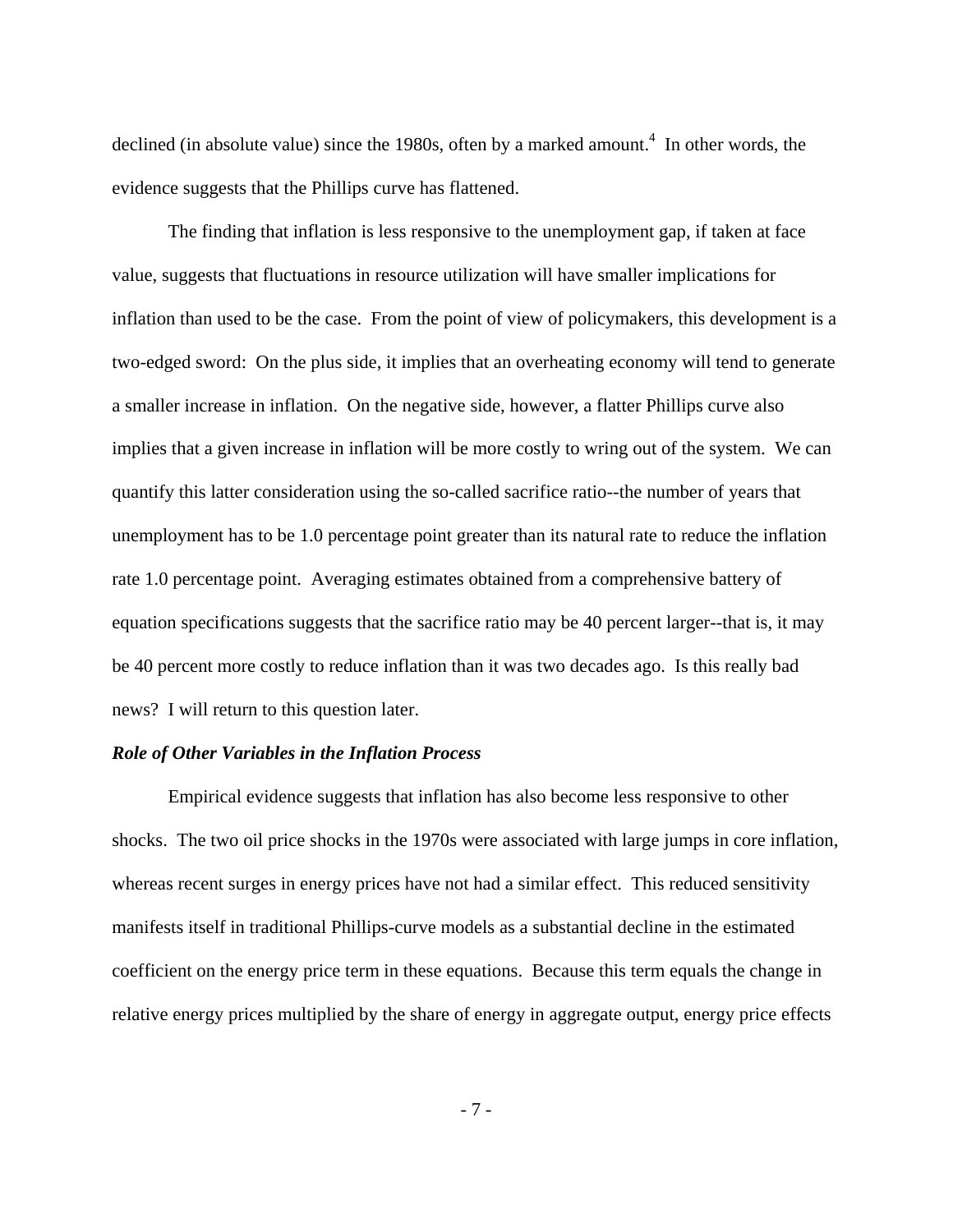declined (in absolute value) since the 1980s, often by a marked amount.[4] In other words, the evidence suggests that the Phillips curve has flattened.

The finding that inflation is less responsive to the unemployment gap, if taken at face value, suggests that fluctuations in resource utilization will have smaller implications for inflation than used to be the case. From the point of view of policymakers, this development is a two-edged sword: On the plus side, it implies that an overheating economy will tend to generate a smaller increase in inflation. On the negative side, however, a flatter Phillips curve also implies that a given increase in inflation will be more costly to wring out of the system. We can quantify this latter consideration using the so-called sacrifice ratio--the number of years that unemployment has to be 1.0 percentage point greater than its natural rate to reduce the inflation rate 1.0 percentage point. Averaging estimates obtained from a comprehensive battery of equation specifications suggests that the sacrifice ratio may be 40 percent larger--that is, it may be 40 percent more costly to reduce inflation than it was two decades ago. Is this really bad news? I will return to this question later.

***Role of Other Variables in the Inflation Process***

Empirical evidence suggests that inflation has also become less responsive to other shocks. The two oil price shocks in the 1970s were associated with large jumps in core inflation, whereas recent surges in energy prices have not had a similar effect. This reduced sensitivity manifests itself in traditional Phillips-curve models as a substantial decline in the estimated coefficient on the energy price term in these equations. Because this term equals the change in relative energy prices multiplied by the share of energy in aggregate output, energy price effects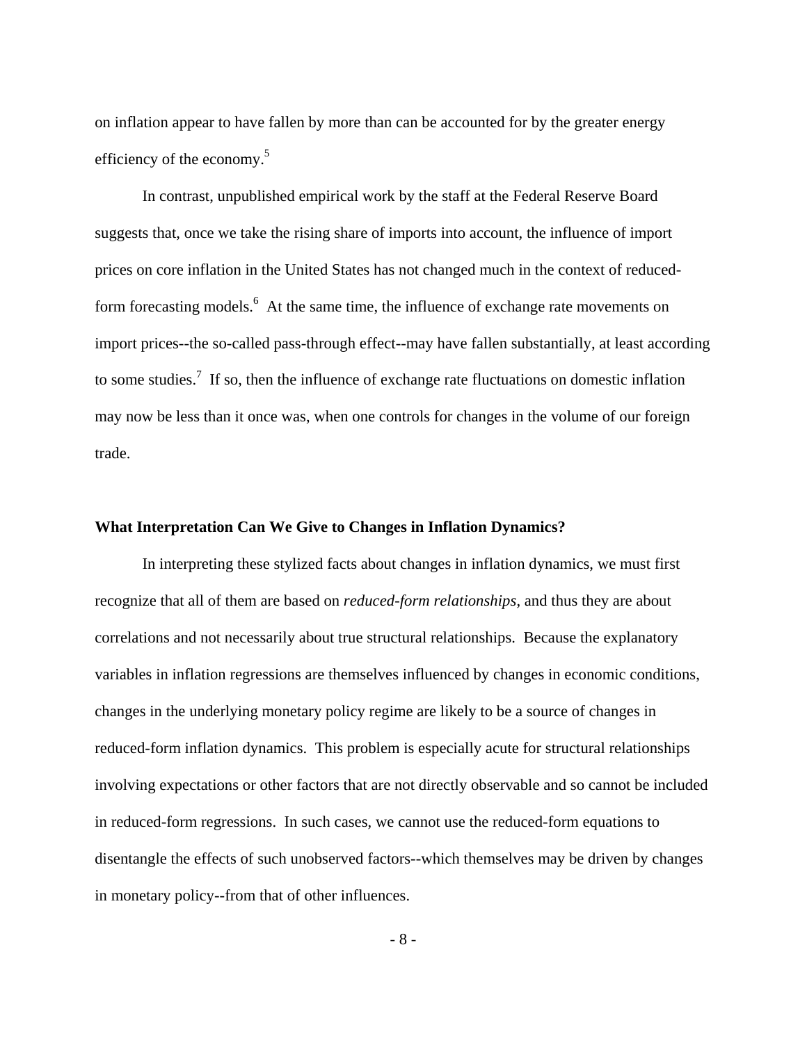on inflation appear to have fallen by more than can be accounted for by the greater energy efficiency of the economy.[5]

In contrast, unpublished empirical work by the staff at the Federal Reserve Board suggests that, once we take the rising share of imports into account, the influence of import prices on core inflation in the United States has not changed much in the context of reduced-form forecasting models.[6] At the same time, the influence of exchange rate movements on import prices--the so-called pass-through effect--may have fallen substantially, at least according to some studies.[7] If so, then the influence of exchange rate fluctuations on domestic inflation may now be less than it once was, when one controls for changes in the volume of our foreign trade.

**What Interpretation Can We Give to Changes in Inflation Dynamics?**

In interpreting these stylized facts about changes in inflation dynamics, we must first recognize that all of them are based on *reduced-form relationships*, and thus they are about correlations and not necessarily about true structural relationships. Because the explanatory variables in inflation regressions are themselves influenced by changes in economic conditions, changes in the underlying monetary policy regime are likely to be a source of changes in reduced-form inflation dynamics. This problem is especially acute for structural relationships involving expectations or other factors that are not directly observable and so cannot be included in reduced-form regressions. In such cases, we cannot use the reduced-form equations to disentangle the effects of such unobserved factors--which themselves may be driven by changes in monetary policy--from that of other influences.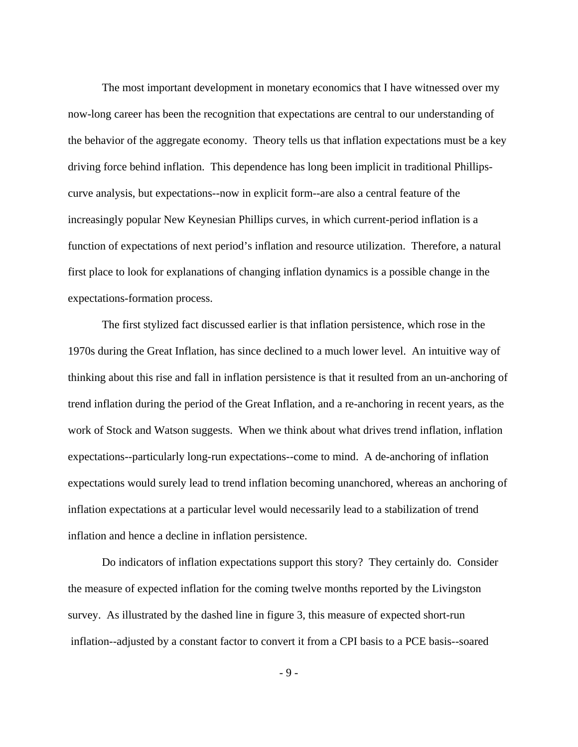The most important development in monetary economics that I have witnessed over my now-long career has been the recognition that expectations are central to our understanding of the behavior of the aggregate economy. Theory tells us that inflation expectations must be a key driving force behind inflation. This dependence has long been implicit in traditional Phillips-curve analysis, but expectations--now in explicit form--are also a central feature of the increasingly popular New Keynesian Phillips curves, in which current-period inflation is a function of expectations of next period's inflation and resource utilization. Therefore, a natural first place to look for explanations of changing inflation dynamics is a possible change in the expectations-formation process.

The first stylized fact discussed earlier is that inflation persistence, which rose in the 1970s during the Great Inflation, has since declined to a much lower level. An intuitive way of thinking about this rise and fall in inflation persistence is that it resulted from an un-anchoring of trend inflation during the period of the Great Inflation, and a re-anchoring in recent years, as the work of Stock and Watson suggests. When we think about what drives trend inflation, inflation expectations--particularly long-run expectations--come to mind. A de-anchoring of inflation expectations would surely lead to trend inflation becoming unanchored, whereas an anchoring of inflation expectations at a particular level would necessarily lead to a stabilization of trend inflation and hence a decline in inflation persistence.

Do indicators of inflation expectations support this story? They certainly do. Consider the measure of expected inflation for the coming twelve months reported by the Livingston survey. As illustrated by the dashed line in figure 3, this measure of expected short-run inflation--adjusted by a constant factor to convert it from a CPI basis to a PCE basis--soared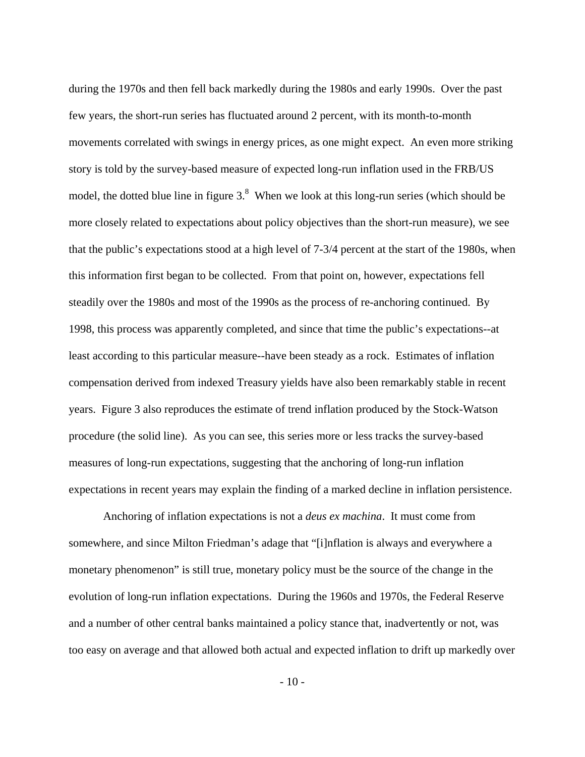during the 1970s and then fell back markedly during the 1980s and early 1990s. Over the past few years, the short-run series has fluctuated around 2 percent, with its month-to-month movements correlated with swings in energy prices, as one might expect. An even more striking story is told by the survey-based measure of expected long-run inflation used in the FRB/US model, the dotted blue line in figure 3.[8] When we look at this long-run series (which should be more closely related to expectations about policy objectives than the short-run measure), we see that the public's expectations stood at a high level of 7-3/4 percent at the start of the 1980s, when this information first began to be collected. From that point on, however, expectations fell steadily over the 1980s and most of the 1990s as the process of re-anchoring continued. By 1998, this process was apparently completed, and since that time the public's expectations--at least according to this particular measure--have been steady as a rock. Estimates of inflation compensation derived from indexed Treasury yields have also been remarkably stable in recent years. Figure 3 also reproduces the estimate of trend inflation produced by the Stock-Watson procedure (the solid line). As you can see, this series more or less tracks the survey-based measures of long-run expectations, suggesting that the anchoring of long-run inflation expectations in recent years may explain the finding of a marked decline in inflation persistence.

Anchoring of inflation expectations is not a *deus ex machina*. It must come from somewhere, and since Milton Friedman's adage that "[i]nflation is always and everywhere a monetary phenomenon" is still true, monetary policy must be the source of the change in the evolution of long-run inflation expectations. During the 1960s and 1970s, the Federal Reserve and a number of other central banks maintained a policy stance that, inadvertently or not, was too easy on average and that allowed both actual and expected inflation to drift up markedly over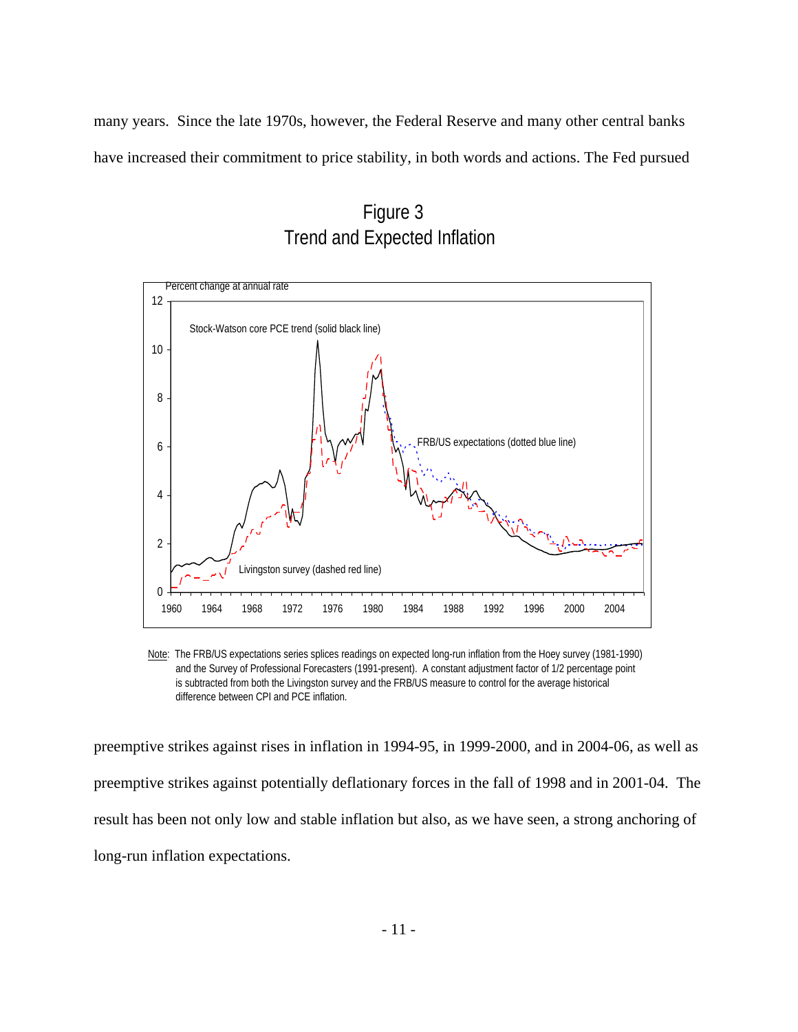many years. Since the late 1970s, however, the Federal Reserve and many other central banks have increased their commitment to price stability, in both words and actions. The Fed pursued

Figure 3
Trend and Expected Inflation

Note: The FRB/US expectations series splices readings on expected long-run inflation from the Hoey survey (1981-1990) and the Survey of Professional Forecasters (1991-present). A constant adjustment factor of 1/2 percentage point is subtracted from both the Livingston survey and the FRB/US measure to control for the average historical difference between CPI and PCE inflation.

preemptive strikes against rises in inflation in 1994-95, in 1999-2000, and in 2004-06, as well as preemptive strikes against potentially deflationary forces in the fall of 1998 and in 2001-04. The result has been not only low and stable inflation but also, as we have seen, a strong anchoring of long-run inflation expectations.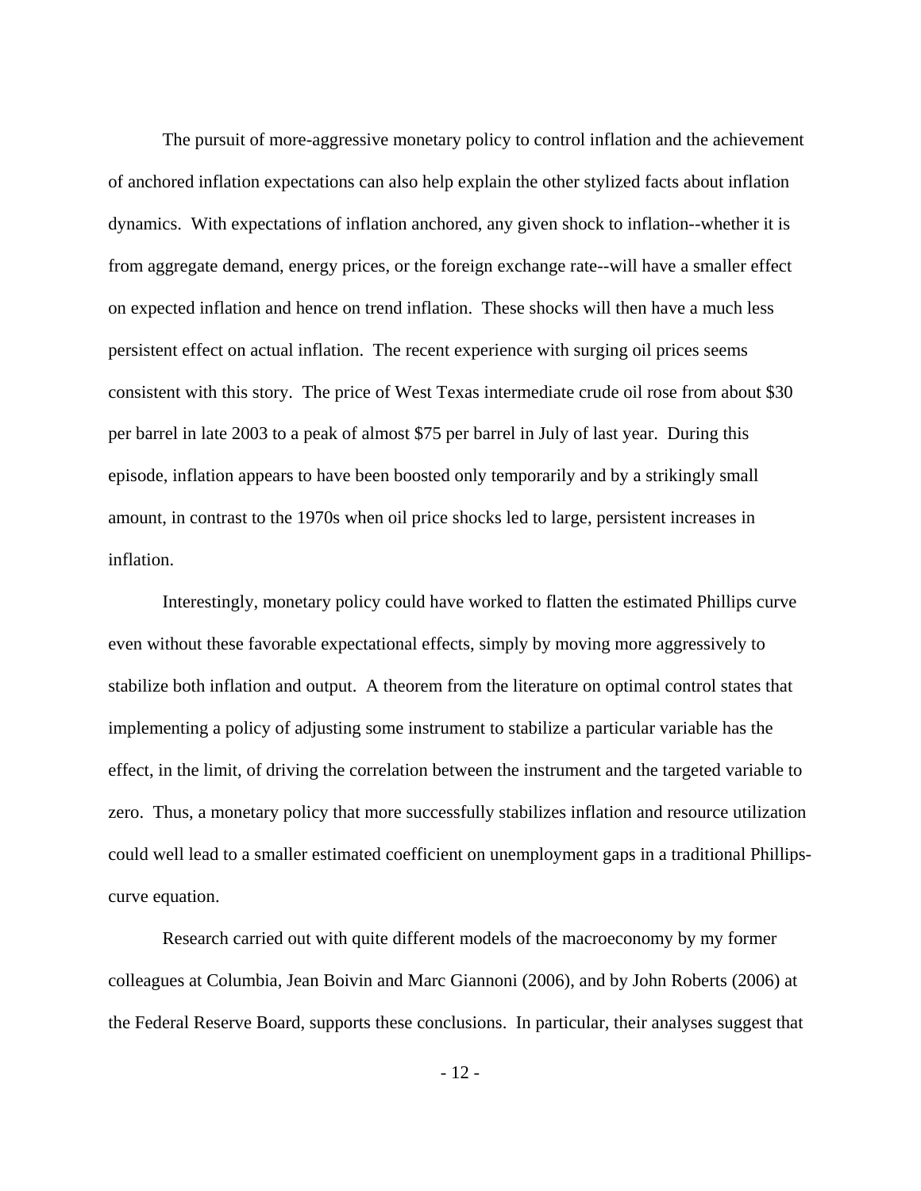The pursuit of more-aggressive monetary policy to control inflation and the achievement of anchored inflation expectations can also help explain the other stylized facts about inflation dynamics. With expectations of inflation anchored, any given shock to inflation--whether it is from aggregate demand, energy prices, or the foreign exchange rate--will have a smaller effect on expected inflation and hence on trend inflation. These shocks will then have a much less persistent effect on actual inflation. The recent experience with surging oil prices seems consistent with this story. The price of West Texas intermediate crude oil rose from about $30 per barrel in late 2003 to a peak of almost $75 per barrel in July of last year. During this episode, inflation appears to have been boosted only temporarily and by a strikingly small amount, in contrast to the 1970s when oil price shocks led to large, persistent increases in inflation.

Interestingly, monetary policy could have worked to flatten the estimated Phillips curve even without these favorable expectational effects, simply by moving more aggressively to stabilize both inflation and output. A theorem from the literature on optimal control states that implementing a policy of adjusting some instrument to stabilize a particular variable has the effect, in the limit, of driving the correlation between the instrument and the targeted variable to zero. Thus, a monetary policy that more successfully stabilizes inflation and resource utilization could well lead to a smaller estimated coefficient on unemployment gaps in a traditional Phillips-curve equation.

Research carried out with quite different models of the macroeconomy by my former colleagues at Columbia, Jean Boivin and Marc Giannoni (2006), and by John Roberts (2006) at the Federal Reserve Board, supports these conclusions. In particular, their analyses suggest that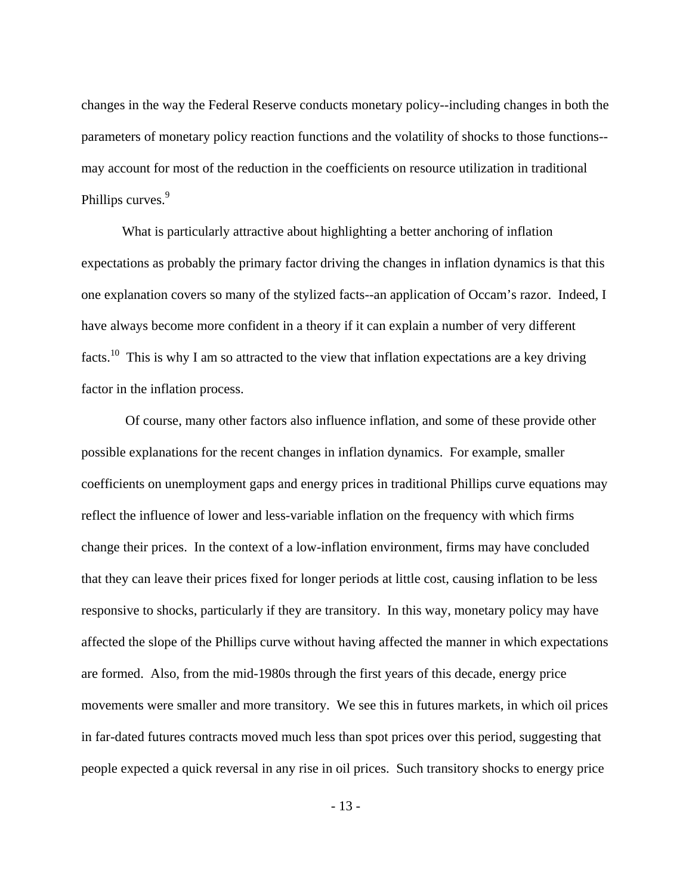changes in the way the Federal Reserve conducts monetary policy--including changes in both the parameters of monetary policy reaction functions and the volatility of shocks to those functions--may account for most of the reduction in the coefficients on resource utilization in traditional Phillips curves.[9]

What is particularly attractive about highlighting a better anchoring of inflation expectations as probably the primary factor driving the changes in inflation dynamics is that this one explanation covers so many of the stylized facts--an application of Occam's razor. Indeed, I have always become more confident in a theory if it can explain a number of very different facts.[10] This is why I am so attracted to the view that inflation expectations are a key driving factor in the inflation process.

Of course, many other factors also influence inflation, and some of these provide other possible explanations for the recent changes in inflation dynamics. For example, smaller coefficients on unemployment gaps and energy prices in traditional Phillips curve equations may reflect the influence of lower and less-variable inflation on the frequency with which firms change their prices. In the context of a low-inflation environment, firms may have concluded that they can leave their prices fixed for longer periods at little cost, causing inflation to be less responsive to shocks, particularly if they are transitory. In this way, monetary policy may have affected the slope of the Phillips curve without having affected the manner in which expectations are formed. Also, from the mid-1980s through the first years of this decade, energy price movements were smaller and more transitory. We see this in futures markets, in which oil prices in far-dated futures contracts moved much less than spot prices over this period, suggesting that people expected a quick reversal in any rise in oil prices. Such transitory shocks to energy price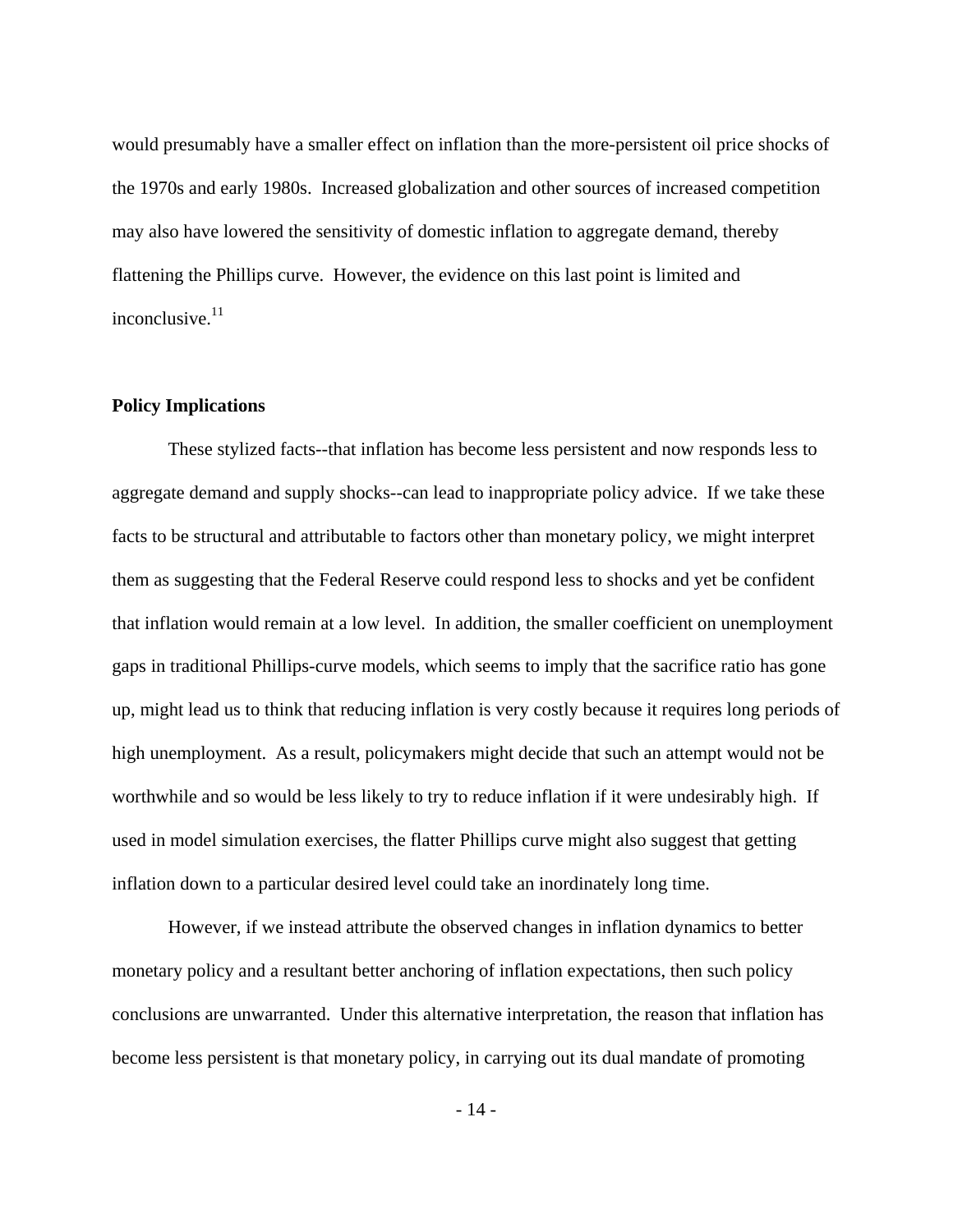would presumably have a smaller effect on inflation than the more-persistent oil price shocks of the 1970s and early 1980s. Increased globalization and other sources of increased competition may also have lowered the sensitivity of domestic inflation to aggregate demand, thereby flattening the Phillips curve. However, the evidence on this last point is limited and inconclusive.[11]

**Policy Implications**

These stylized facts--that inflation has become less persistent and now responds less to aggregate demand and supply shocks--can lead to inappropriate policy advice. If we take these facts to be structural and attributable to factors other than monetary policy, we might interpret them as suggesting that the Federal Reserve could respond less to shocks and yet be confident that inflation would remain at a low level. In addition, the smaller coefficient on unemployment gaps in traditional Phillips-curve models, which seems to imply that the sacrifice ratio has gone up, might lead us to think that reducing inflation is very costly because it requires long periods of high unemployment. As a result, policymakers might decide that such an attempt would not be worthwhile and so would be less likely to try to reduce inflation if it were undesirably high. If used in model simulation exercises, the flatter Phillips curve might also suggest that getting inflation down to a particular desired level could take an inordinately long time.

However, if we instead attribute the observed changes in inflation dynamics to better monetary policy and a resultant better anchoring of inflation expectations, then such policy conclusions are unwarranted. Under this alternative interpretation, the reason that inflation has become less persistent is that monetary policy, in carrying out its dual mandate of promoting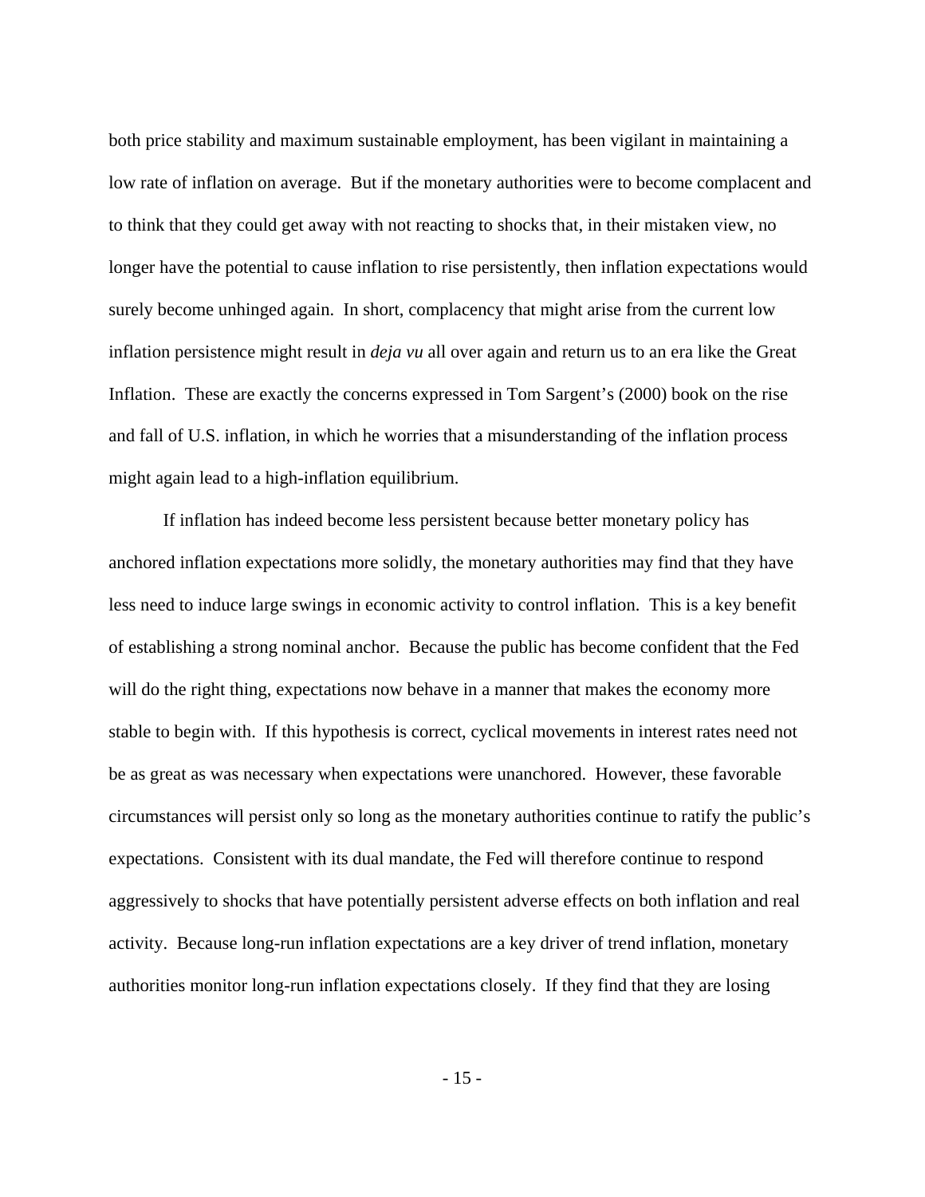both price stability and maximum sustainable employment, has been vigilant in maintaining a low rate of inflation on average. But if the monetary authorities were to become complacent and to think that they could get away with not reacting to shocks that, in their mistaken view, no longer have the potential to cause inflation to rise persistently, then inflation expectations would surely become unhinged again. In short, complacency that might arise from the current low inflation persistence might result in *deja vu* all over again and return us to an era like the Great Inflation. These are exactly the concerns expressed in Tom Sargent's (2000) book on the rise and fall of U.S. inflation, in which he worries that a misunderstanding of the inflation process might again lead to a high-inflation equilibrium.

If inflation has indeed become less persistent because better monetary policy has anchored inflation expectations more solidly, the monetary authorities may find that they have less need to induce large swings in economic activity to control inflation. This is a key benefit of establishing a strong nominal anchor. Because the public has become confident that the Fed will do the right thing, expectations now behave in a manner that makes the economy more stable to begin with. If this hypothesis is correct, cyclical movements in interest rates need not be as great as was necessary when expectations were unanchored. However, these favorable circumstances will persist only so long as the monetary authorities continue to ratify the public's expectations. Consistent with its dual mandate, the Fed will therefore continue to respond aggressively to shocks that have potentially persistent adverse effects on both inflation and real activity. Because long-run inflation expectations are a key driver of trend inflation, monetary authorities monitor long-run inflation expectations closely. If they find that they are losing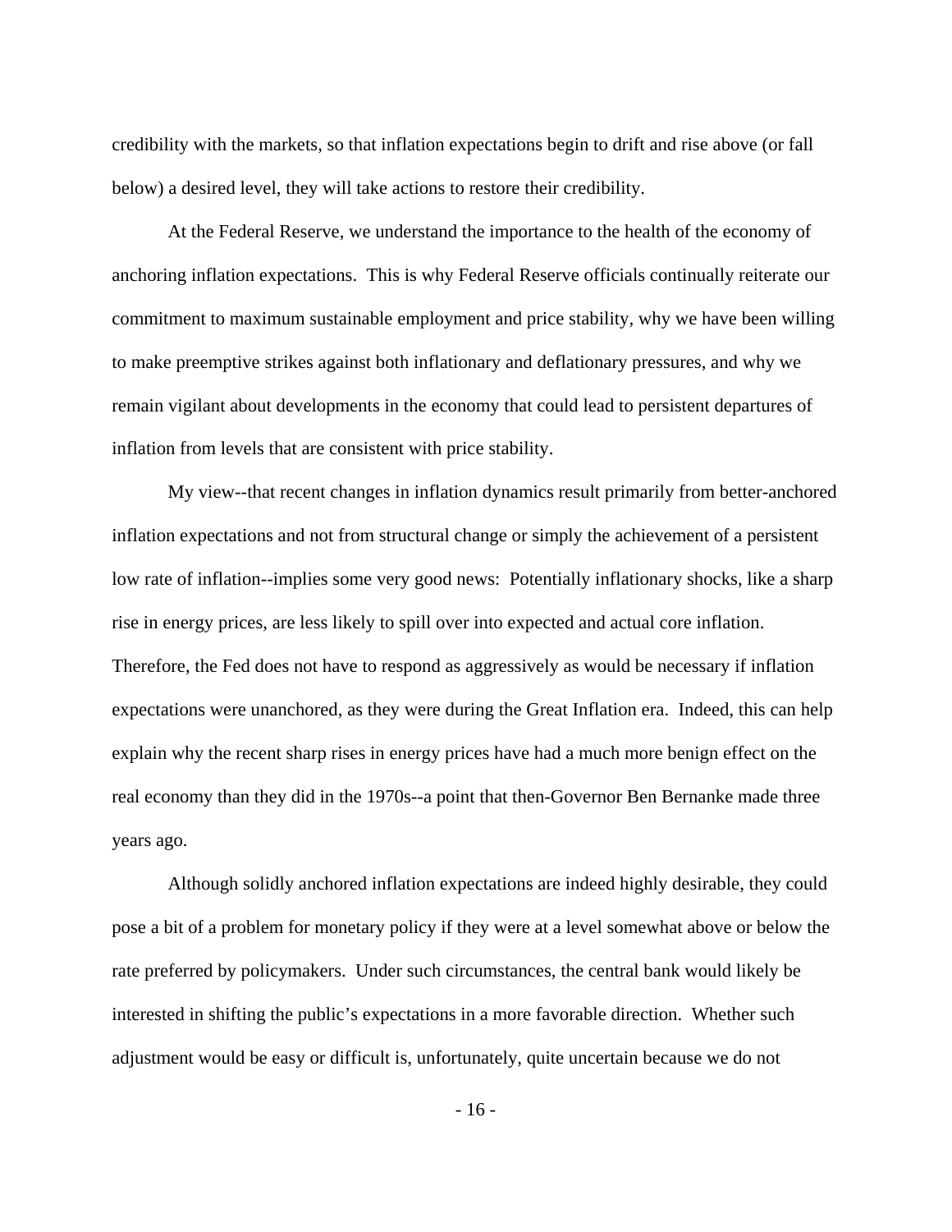credibility with the markets, so that inflation expectations begin to drift and rise above (or fall below) a desired level, they will take actions to restore their credibility.

At the Federal Reserve, we understand the importance to the health of the economy of anchoring inflation expectations. This is why Federal Reserve officials continually reiterate our commitment to maximum sustainable employment and price stability, why we have been willing to make preemptive strikes against both inflationary and deflationary pressures, and why we remain vigilant about developments in the economy that could lead to persistent departures of inflation from levels that are consistent with price stability.

My view--that recent changes in inflation dynamics result primarily from better-anchored inflation expectations and not from structural change or simply the achievement of a persistent low rate of inflation--implies some very good news: Potentially inflationary shocks, like a sharp rise in energy prices, are less likely to spill over into expected and actual core inflation. Therefore, the Fed does not have to respond as aggressively as would be necessary if inflation expectations were unanchored, as they were during the Great Inflation era. Indeed, this can help explain why the recent sharp rises in energy prices have had a much more benign effect on the real economy than they did in the 1970s--a point that then-Governor Ben Bernanke made three years ago.

Although solidly anchored inflation expectations are indeed highly desirable, they could pose a bit of a problem for monetary policy if they were at a level somewhat above or below the rate preferred by policymakers. Under such circumstances, the central bank would likely be interested in shifting the public's expectations in a more favorable direction. Whether such adjustment would be easy or difficult is, unfortunately, quite uncertain because we do not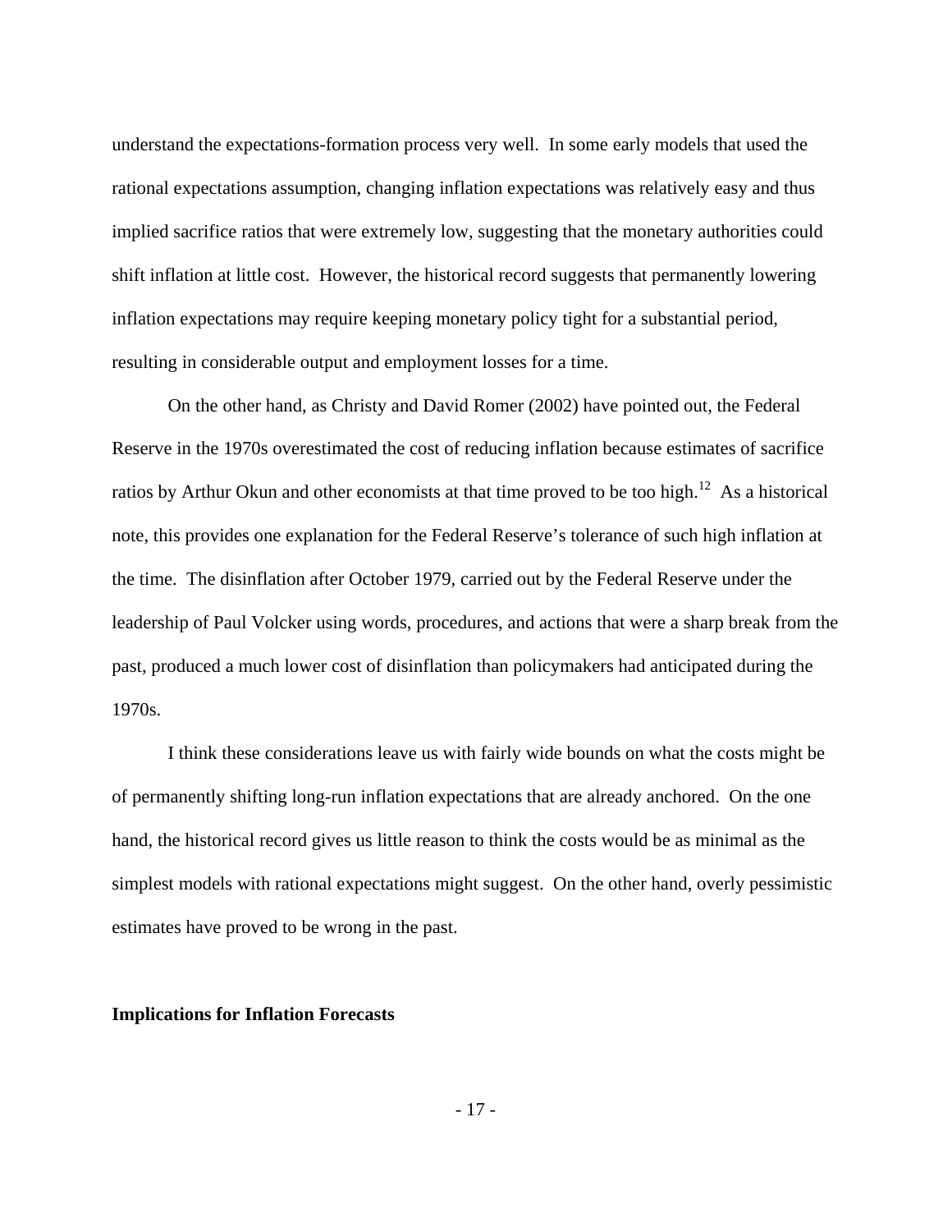understand the expectations-formation process very well. In some early models that used the rational expectations assumption, changing inflation expectations was relatively easy and thus implied sacrifice ratios that were extremely low, suggesting that the monetary authorities could shift inflation at little cost. However, the historical record suggests that permanently lowering inflation expectations may require keeping monetary policy tight for a substantial period, resulting in considerable output and employment losses for a time.

On the other hand, as Christy and David Romer (2002) have pointed out, the Federal Reserve in the 1970s overestimated the cost of reducing inflation because estimates of sacrifice ratios by Arthur Okun and other economists at that time proved to be too high.[12] As a historical note, this provides one explanation for the Federal Reserve's tolerance of such high inflation at the time. The disinflation after October 1979, carried out by the Federal Reserve under the leadership of Paul Volcker using words, procedures, and actions that were a sharp break from the past, produced a much lower cost of disinflation than policymakers had anticipated during the 1970s.

I think these considerations leave us with fairly wide bounds on what the costs might be of permanently shifting long-run inflation expectations that are already anchored. On the one hand, the historical record gives us little reason to think the costs would be as minimal as the simplest models with rational expectations might suggest. On the other hand, overly pessimistic estimates have proved to be wrong in the past.

**Implications for Inflation Forecasts**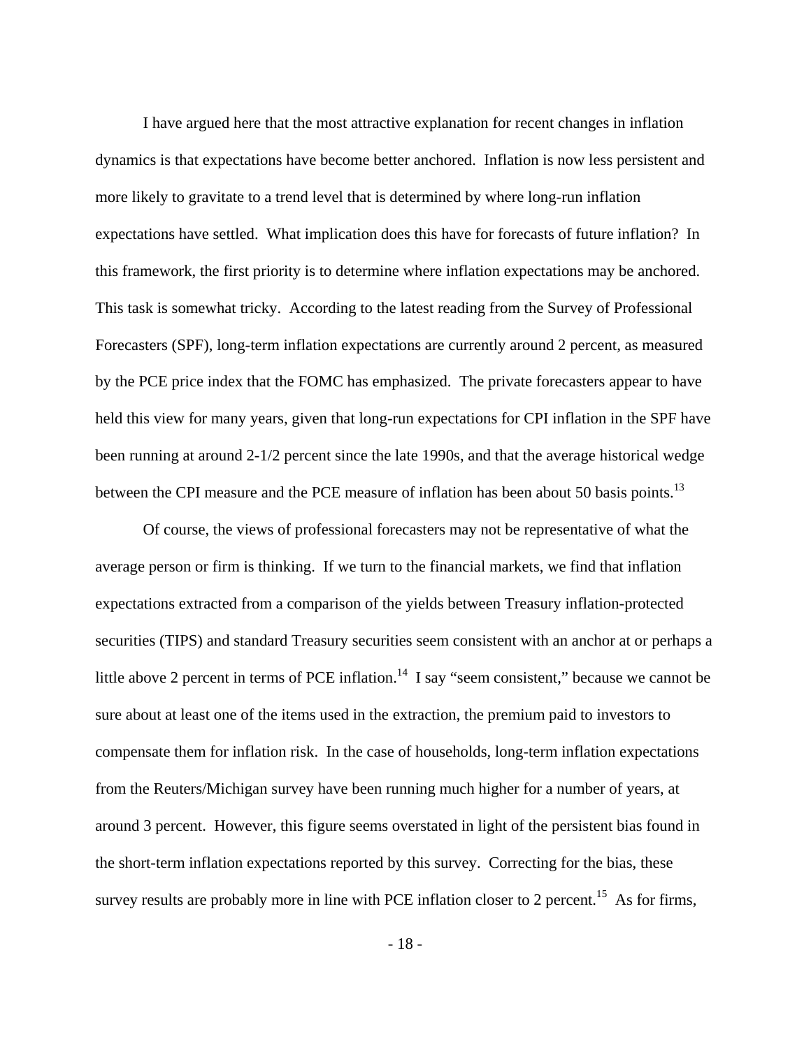I have argued here that the most attractive explanation for recent changes in inflation dynamics is that expectations have become better anchored. Inflation is now less persistent and more likely to gravitate to a trend level that is determined by where long-run inflation expectations have settled. What implication does this have for forecasts of future inflation? In this framework, the first priority is to determine where inflation expectations may be anchored. This task is somewhat tricky. According to the latest reading from the Survey of Professional Forecasters (SPF), long-term inflation expectations are currently around 2 percent, as measured by the PCE price index that the FOMC has emphasized. The private forecasters appear to have held this view for many years, given that long-run expectations for CPI inflation in the SPF have been running at around 2-1/2 percent since the late 1990s, and that the average historical wedge between the CPI measure and the PCE measure of inflation has been about 50 basis points.[13]

Of course, the views of professional forecasters may not be representative of what the average person or firm is thinking. If we turn to the financial markets, we find that inflation expectations extracted from a comparison of the yields between Treasury inflation-protected securities (TIPS) and standard Treasury securities seem consistent with an anchor at or perhaps a little above 2 percent in terms of PCE inflation.[14] I say "seem consistent," because we cannot be sure about at least one of the items used in the extraction, the premium paid to investors to compensate them for inflation risk. In the case of households, long-term inflation expectations from the Reuters/Michigan survey have been running much higher for a number of years, at around 3 percent. However, this figure seems overstated in light of the persistent bias found in the short-term inflation expectations reported by this survey. Correcting for the bias, these survey results are probably more in line with PCE inflation closer to 2 percent.[15] As for firms,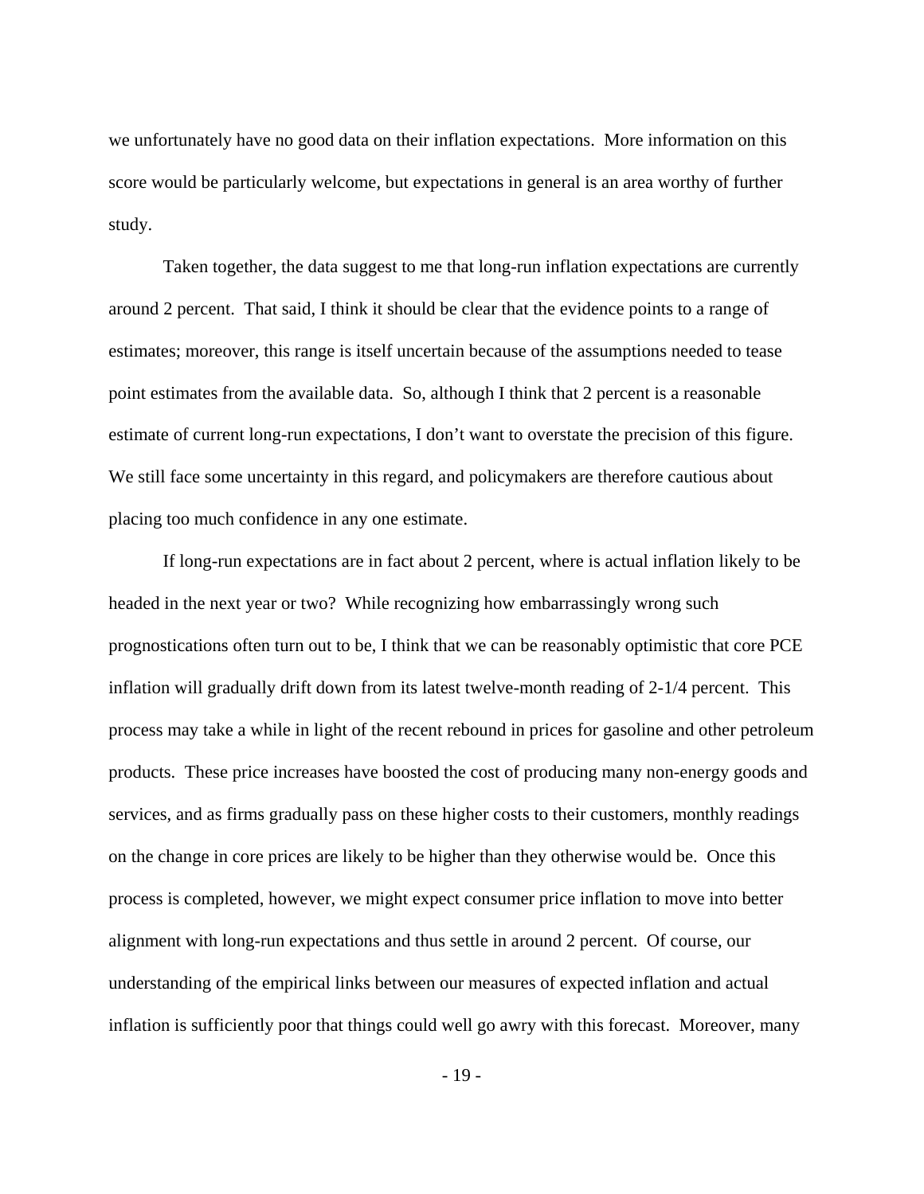we unfortunately have no good data on their inflation expectations. More information on this score would be particularly welcome, but expectations in general is an area worthy of further study.

Taken together, the data suggest to me that long-run inflation expectations are currently around 2 percent. That said, I think it should be clear that the evidence points to a range of estimates; moreover, this range is itself uncertain because of the assumptions needed to tease point estimates from the available data. So, although I think that 2 percent is a reasonable estimate of current long-run expectations, I don't want to overstate the precision of this figure. We still face some uncertainty in this regard, and policymakers are therefore cautious about placing too much confidence in any one estimate.

If long-run expectations are in fact about 2 percent, where is actual inflation likely to be headed in the next year or two? While recognizing how embarrassingly wrong such prognostications often turn out to be, I think that we can be reasonably optimistic that core PCE inflation will gradually drift down from its latest twelve-month reading of 2-1/4 percent. This process may take a while in light of the recent rebound in prices for gasoline and other petroleum products. These price increases have boosted the cost of producing many non-energy goods and services, and as firms gradually pass on these higher costs to their customers, monthly readings on the change in core prices are likely to be higher than they otherwise would be. Once this process is completed, however, we might expect consumer price inflation to move into better alignment with long-run expectations and thus settle in around 2 percent. Of course, our understanding of the empirical links between our measures of expected inflation and actual inflation is sufficiently poor that things could well go awry with this forecast. Moreover, many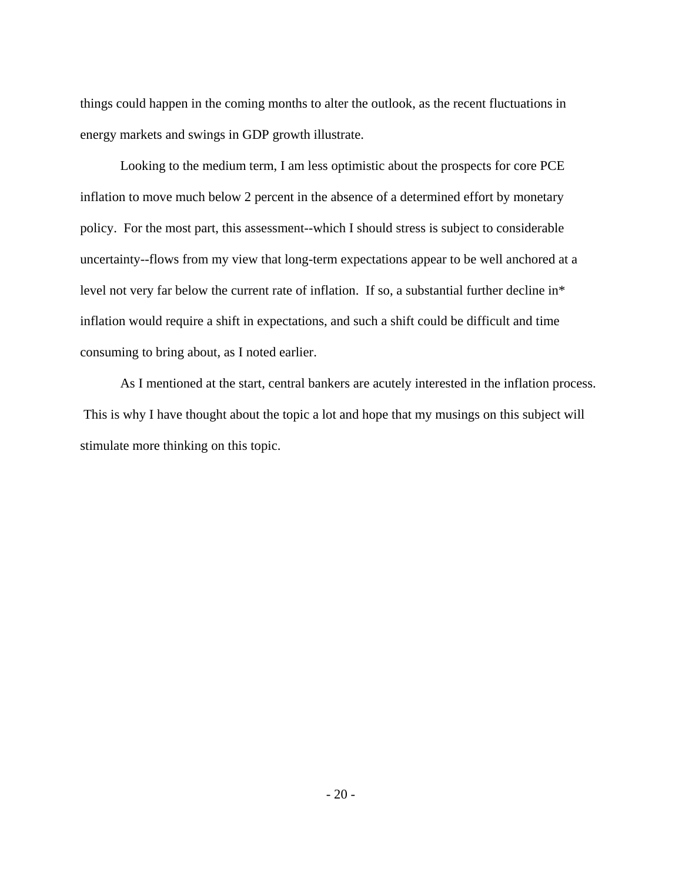things could happen in the coming months to alter the outlook, as the recent fluctuations in energy markets and swings in GDP growth illustrate.

Looking to the medium term, I am less optimistic about the prospects for core PCE inflation to move much below 2 percent in the absence of a determined effort by monetary policy. For the most part, this assessment--which I should stress is subject to considerable uncertainty--flows from my view that long-term expectations appear to be well anchored at a level not very far below the current rate of inflation. If so, a substantial further decline in* inflation would require a shift in expectations, and such a shift could be difficult and time consuming to bring about, as I noted earlier.

As I mentioned at the start, central bankers are acutely interested in the inflation process. This is why I have thought about the topic a lot and hope that my musings on this subject will stimulate more thinking on this topic.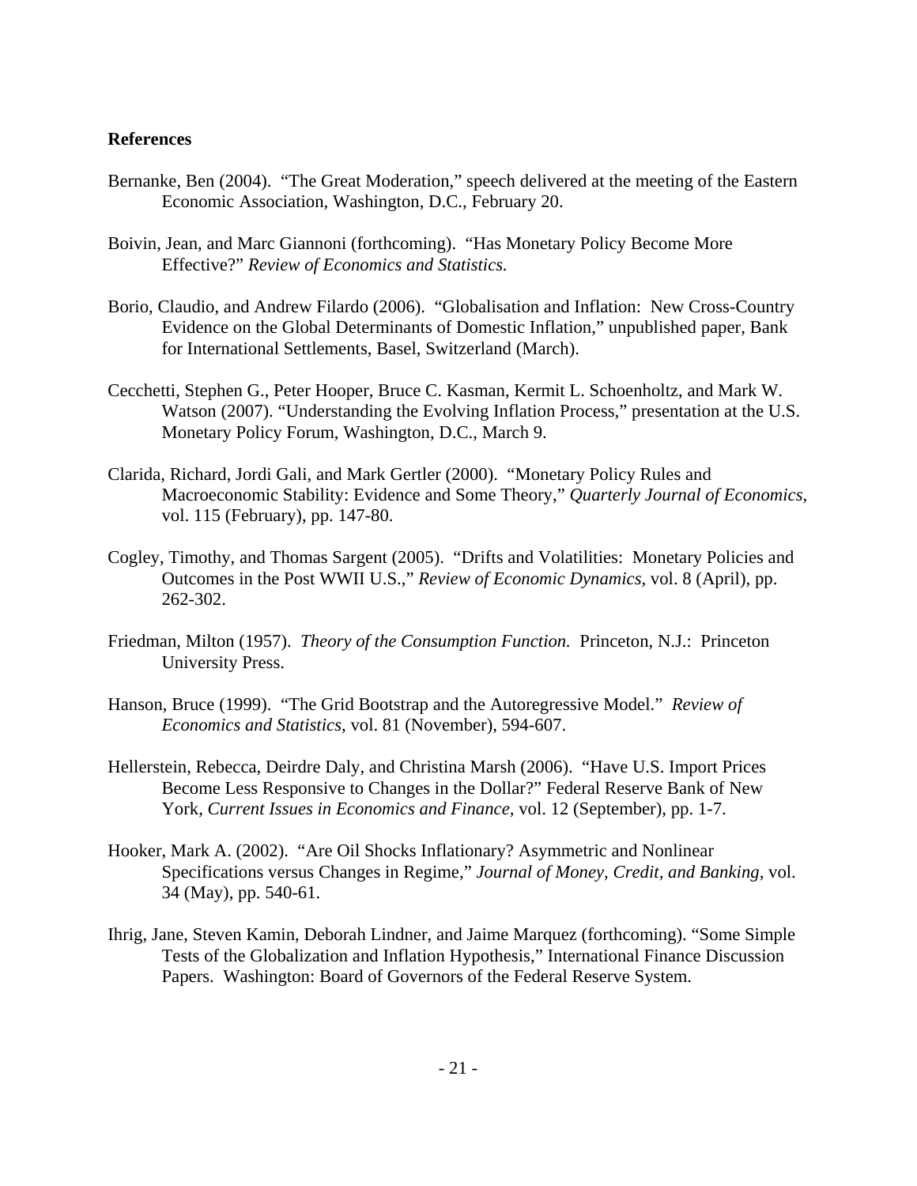**References**

Bernanke, Ben (2004). "The Great Moderation," speech delivered at the meeting of the Eastern Economic Association, Washington, D.C., February 20.

Boivin, Jean, and Marc Giannoni (forthcoming). "Has Monetary Policy Become More Effective?" *Review of Economics and Statistics.*

Borio, Claudio, and Andrew Filardo (2006). "Globalisation and Inflation: New Cross-Country Evidence on the Global Determinants of Domestic Inflation," unpublished paper, Bank for International Settlements, Basel, Switzerland (March).

Cecchetti, Stephen G., Peter Hooper, Bruce C. Kasman, Kermit L. Schoenholtz, and Mark W. Watson (2007). "Understanding the Evolving Inflation Process," presentation at the U.S. Monetary Policy Forum, Washington, D.C., March 9.

Clarida, Richard, Jordi Gali, and Mark Gertler (2000). "Monetary Policy Rules and Macroeconomic Stability: Evidence and Some Theory," *Quarterly Journal of Economics*, vol. 115 (February), pp. 147-80.

Cogley, Timothy, and Thomas Sargent (2005). "Drifts and Volatilities: Monetary Policies and Outcomes in the Post WWII U.S.," *Review of Economic Dynamics*, vol. 8 (April), pp. 262-302.

Friedman, Milton (1957). *Theory of the Consumption Function.* Princeton, N.J.: Princeton University Press.

Hanson, Bruce (1999). "The Grid Bootstrap and the Autoregressive Model." *Review of Economics and Statistics*, vol. 81 (November), 594-607.

Hellerstein, Rebecca, Deirdre Daly, and Christina Marsh (2006). "Have U.S. Import Prices Become Less Responsive to Changes in the Dollar?" Federal Reserve Bank of New York, *Current Issues in Economics and Finance*, vol. 12 (September), pp. 1-7.

Hooker, Mark A. (2002). "Are Oil Shocks Inflationary? Asymmetric and Nonlinear Specifications versus Changes in Regime," *Journal of Money, Credit, and Banking*, vol. 34 (May), pp. 540-61.

Ihrig, Jane, Steven Kamin, Deborah Lindner, and Jaime Marquez (forthcoming). "Some Simple Tests of the Globalization and Inflation Hypothesis," International Finance Discussion Papers. Washington: Board of Governors of the Federal Reserve System.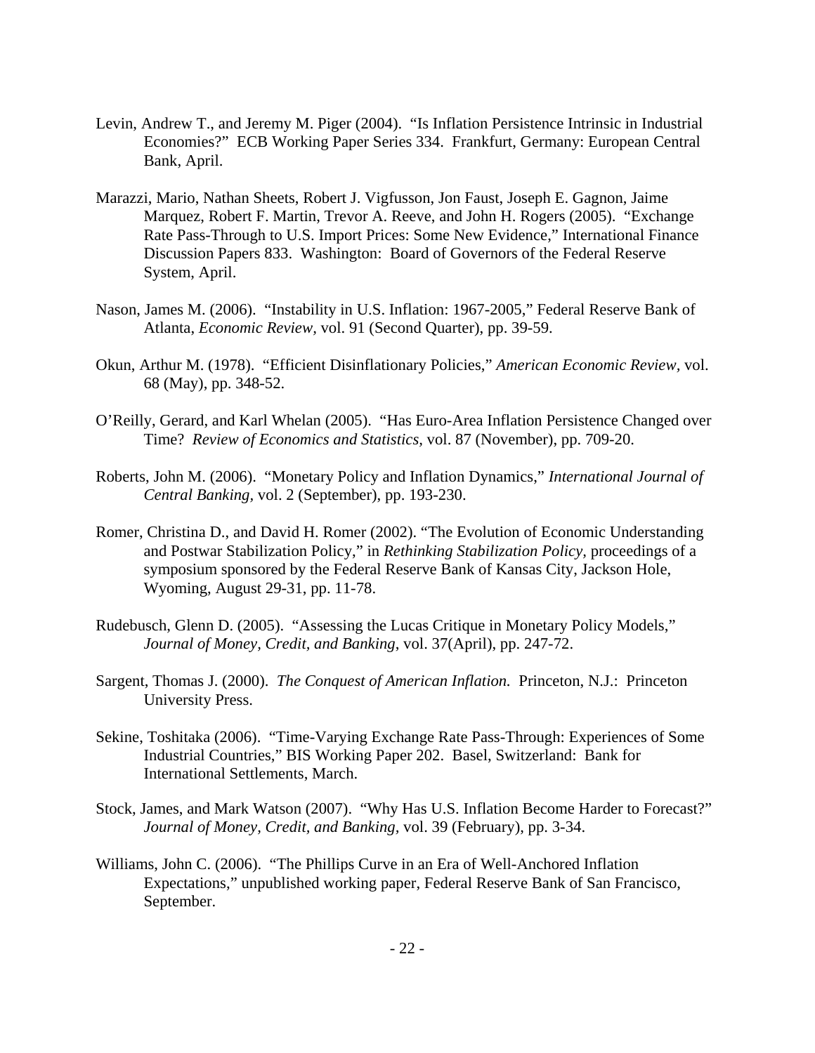Levin, Andrew T., and Jeremy M. Piger (2004). "Is Inflation Persistence Intrinsic in Industrial Economies?" ECB Working Paper Series 334. Frankfurt, Germany: European Central Bank, April.

Marazzi, Mario, Nathan Sheets, Robert J. Vigfusson, Jon Faust, Joseph E. Gagnon, Jaime Marquez, Robert F. Martin, Trevor A. Reeve, and John H. Rogers (2005). "Exchange Rate Pass-Through to U.S. Import Prices: Some New Evidence," International Finance Discussion Papers 833. Washington: Board of Governors of the Federal Reserve System, April.

Nason, James M. (2006). "Instability in U.S. Inflation: 1967-2005," Federal Reserve Bank of Atlanta, *Economic Review*, vol. 91 (Second Quarter), pp. 39-59.

Okun, Arthur M. (1978). "Efficient Disinflationary Policies," *American Economic Review*, vol. 68 (May), pp. 348-52.

O'Reilly, Gerard, and Karl Whelan (2005). "Has Euro-Area Inflation Persistence Changed over Time? *Review of Economics and Statistics*, vol. 87 (November), pp. 709-20.

Roberts, John M. (2006). "Monetary Policy and Inflation Dynamics," *International Journal of Central Banking*, vol. 2 (September), pp. 193-230.

Romer, Christina D., and David H. Romer (2002). "The Evolution of Economic Understanding and Postwar Stabilization Policy," in *Rethinking Stabilization Policy*, proceedings of a symposium sponsored by the Federal Reserve Bank of Kansas City, Jackson Hole, Wyoming, August 29-31, pp. 11-78.

Rudebusch, Glenn D. (2005). "Assessing the Lucas Critique in Monetary Policy Models," *Journal of Money, Credit, and Banking*, vol. 37(April), pp. 247-72.

Sargent, Thomas J. (2000). *The Conquest of American Inflation.* Princeton, N.J.: Princeton University Press.

Sekine, Toshitaka (2006). "Time-Varying Exchange Rate Pass-Through: Experiences of Some Industrial Countries," BIS Working Paper 202. Basel, Switzerland: Bank for International Settlements, March.

Stock, James, and Mark Watson (2007). "Why Has U.S. Inflation Become Harder to Forecast?" *Journal of Money, Credit, and Banking*, vol. 39 (February), pp. 3-34.

Williams, John C. (2006). "The Phillips Curve in an Era of Well-Anchored Inflation Expectations," unpublished working paper, Federal Reserve Bank of San Francisco, September.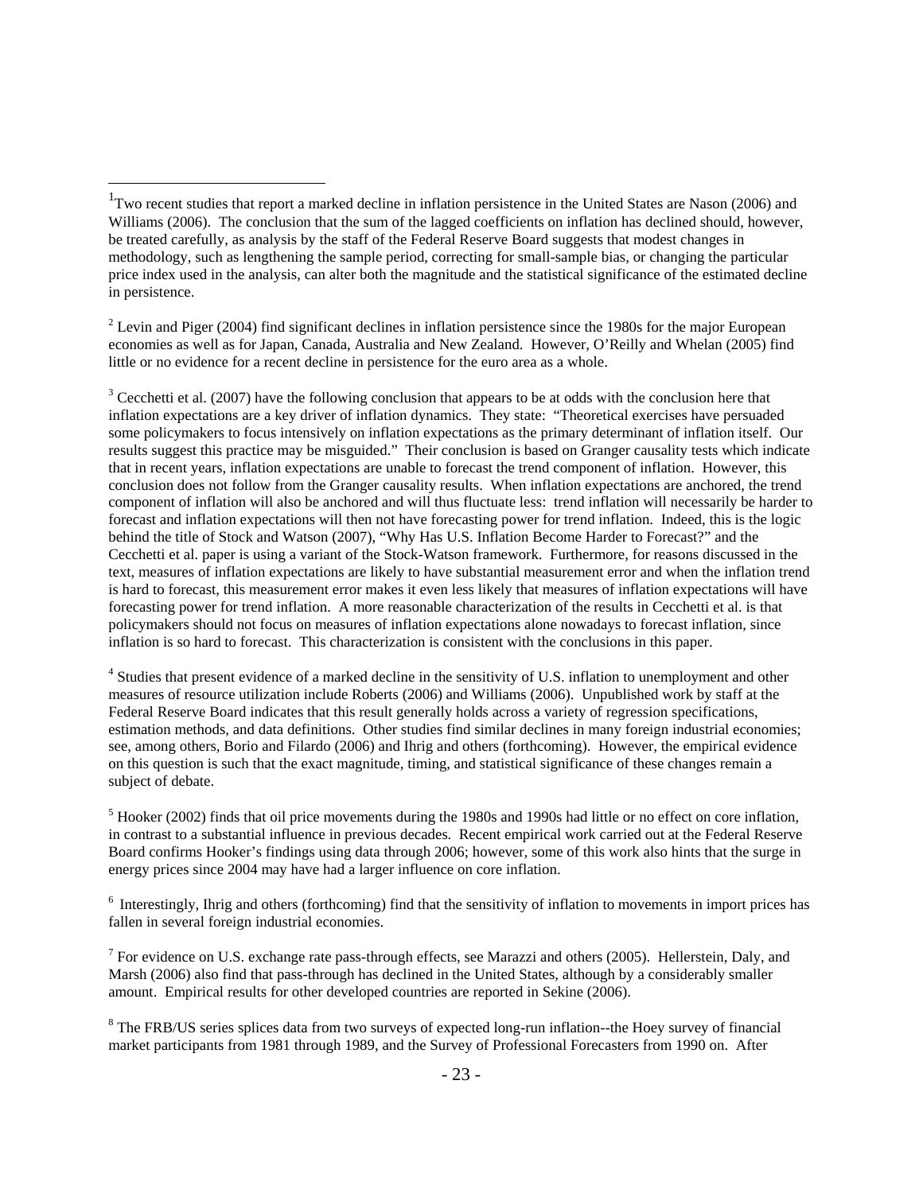[1]Two recent studies that report a marked decline in inflation persistence in the United States are Nason (2006) and Williams (2006). The conclusion that the sum of the lagged coefficients on inflation has declined should, however, be treated carefully, as analysis by the staff of the Federal Reserve Board suggests that modest changes in methodology, such as lengthening the sample period, correcting for small-sample bias, or changing the particular price index used in the analysis, can alter both the magnitude and the statistical significance of the estimated decline in persistence.

[2] Levin and Piger (2004) find significant declines in inflation persistence since the 1980s for the major European economies as well as for Japan, Canada, Australia and New Zealand. However, O'Reilly and Whelan (2005) find little or no evidence for a recent decline in persistence for the euro area as a whole.

[3] Cecchetti et al. (2007) have the following conclusion that appears to be at odds with the conclusion here that inflation expectations are a key driver of inflation dynamics. They state: "Theoretical exercises have persuaded some policymakers to focus intensively on inflation expectations as the primary determinant of inflation itself. Our results suggest this practice may be misguided." Their conclusion is based on Granger causality tests which indicate that in recent years, inflation expectations are unable to forecast the trend component of inflation. However, this conclusion does not follow from the Granger causality results. When inflation expectations are anchored, the trend component of inflation will also be anchored and will thus fluctuate less: trend inflation will necessarily be harder to forecast and inflation expectations will then not have forecasting power for trend inflation. Indeed, this is the logic behind the title of Stock and Watson (2007), "Why Has U.S. Inflation Become Harder to Forecast?" and the Cecchetti et al. paper is using a variant of the Stock-Watson framework. Furthermore, for reasons discussed in the text, measures of inflation expectations are likely to have substantial measurement error and when the inflation trend is hard to forecast, this measurement error makes it even less likely that measures of inflation expectations will have forecasting power for trend inflation. A more reasonable characterization of the results in Cecchetti et al. is that policymakers should not focus on measures of inflation expectations alone nowadays to forecast inflation, since inflation is so hard to forecast. This characterization is consistent with the conclusions in this paper.

[4] Studies that present evidence of a marked decline in the sensitivity of U.S. inflation to unemployment and other measures of resource utilization include Roberts (2006) and Williams (2006). Unpublished work by staff at the Federal Reserve Board indicates that this result generally holds across a variety of regression specifications, estimation methods, and data definitions. Other studies find similar declines in many foreign industrial economies; see, among others, Borio and Filardo (2006) and Ihrig and others (forthcoming). However, the empirical evidence on this question is such that the exact magnitude, timing, and statistical significance of these changes remain a subject of debate.

[5] Hooker (2002) finds that oil price movements during the 1980s and 1990s had little or no effect on core inflation, in contrast to a substantial influence in previous decades. Recent empirical work carried out at the Federal Reserve Board confirms Hooker's findings using data through 2006; however, some of this work also hints that the surge in energy prices since 2004 may have had a larger influence on core inflation.

[6] Interestingly, Ihrig and others (forthcoming) find that the sensitivity of inflation to movements in import prices has fallen in several foreign industrial economies.

[7] For evidence on U.S. exchange rate pass-through effects, see Marazzi and others (2005). Hellerstein, Daly, and Marsh (2006) also find that pass-through has declined in the United States, although by a considerably smaller amount. Empirical results for other developed countries are reported in Sekine (2006).

[8] The FRB/US series splices data from two surveys of expected long-run inflation--the Hoey survey of financial market participants from 1981 through 1989, and the Survey of Professional Forecasters from 1990 on. After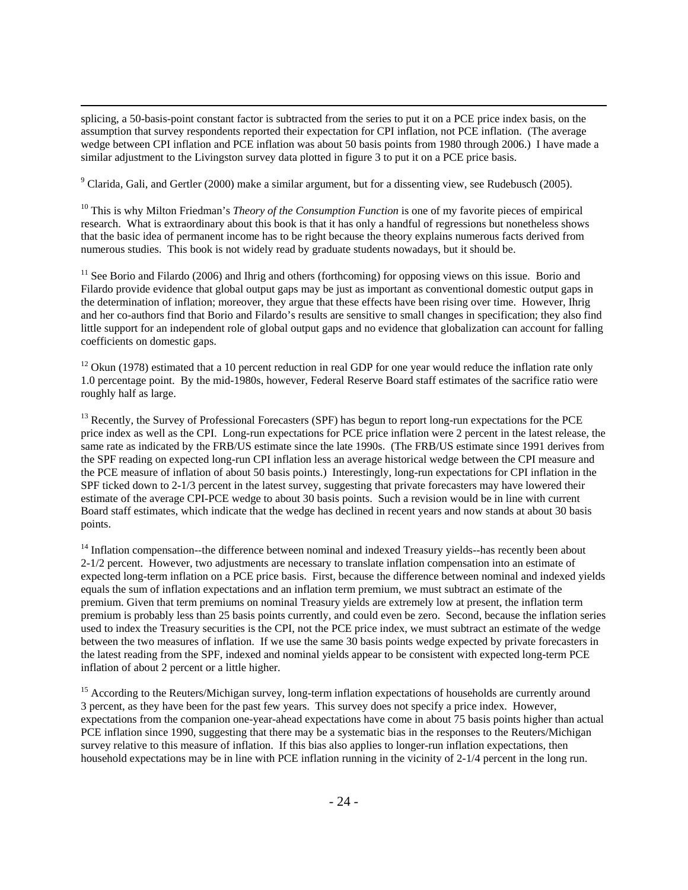splicing, a 50-basis-point constant factor is subtracted from the series to put it on a PCE price index basis, on the assumption that survey respondents reported their expectation for CPI inflation, not PCE inflation. (The average wedge between CPI inflation and PCE inflation was about 50 basis points from 1980 through 2006.) I have made a similar adjustment to the Livingston survey data plotted in figure 3 to put it on a PCE price basis.

[9] Clarida, Gali, and Gertler (2000) make a similar argument, but for a dissenting view, see Rudebusch (2005).

[10] This is why Milton Friedman's *Theory of the Consumption Function* is one of my favorite pieces of empirical research. What is extraordinary about this book is that it has only a handful of regressions but nonetheless shows that the basic idea of permanent income has to be right because the theory explains numerous facts derived from numerous studies. This book is not widely read by graduate students nowadays, but it should be.

[11] See Borio and Filardo (2006) and Ihrig and others (forthcoming) for opposing views on this issue. Borio and Filardo provide evidence that global output gaps may be just as important as conventional domestic output gaps in the determination of inflation; moreover, they argue that these effects have been rising over time. However, Ihrig and her co-authors find that Borio and Filardo's results are sensitive to small changes in specification; they also find little support for an independent role of global output gaps and no evidence that globalization can account for falling coefficients on domestic gaps.

[12] Okun (1978) estimated that a 10 percent reduction in real GDP for one year would reduce the inflation rate only 1.0 percentage point. By the mid-1980s, however, Federal Reserve Board staff estimates of the sacrifice ratio were roughly half as large.

[13] Recently, the Survey of Professional Forecasters (SPF) has begun to report long-run expectations for the PCE price index as well as the CPI. Long-run expectations for PCE price inflation were 2 percent in the latest release, the same rate as indicated by the FRB/US estimate since the late 1990s. (The FRB/US estimate since 1991 derives from the SPF reading on expected long-run CPI inflation less an average historical wedge between the CPI measure and the PCE measure of inflation of about 50 basis points.) Interestingly, long-run expectations for CPI inflation in the SPF ticked down to 2-1/3 percent in the latest survey, suggesting that private forecasters may have lowered their estimate of the average CPI-PCE wedge to about 30 basis points. Such a revision would be in line with current Board staff estimates, which indicate that the wedge has declined in recent years and now stands at about 30 basis points.

[14] Inflation compensation--the difference between nominal and indexed Treasury yields--has recently been about 2-1/2 percent. However, two adjustments are necessary to translate inflation compensation into an estimate of expected long-term inflation on a PCE price basis. First, because the difference between nominal and indexed yields equals the sum of inflation expectations and an inflation term premium, we must subtract an estimate of the premium. Given that term premiums on nominal Treasury yields are extremely low at present, the inflation term premium is probably less than 25 basis points currently, and could even be zero. Second, because the inflation series used to index the Treasury securities is the CPI, not the PCE price index, we must subtract an estimate of the wedge between the two measures of inflation. If we use the same 30 basis points wedge expected by private forecasters in the latest reading from the SPF, indexed and nominal yields appear to be consistent with expected long-term PCE inflation of about 2 percent or a little higher.

[15] According to the Reuters/Michigan survey, long-term inflation expectations of households are currently around 3 percent, as they have been for the past few years. This survey does not specify a price index. However, expectations from the companion one-year-ahead expectations have come in about 75 basis points higher than actual PCE inflation since 1990, suggesting that there may be a systematic bias in the responses to the Reuters/Michigan survey relative to this measure of inflation. If this bias also applies to longer-run inflation expectations, then household expectations may be in line with PCE inflation running in the vicinity of 2-1/4 percent in the long run.